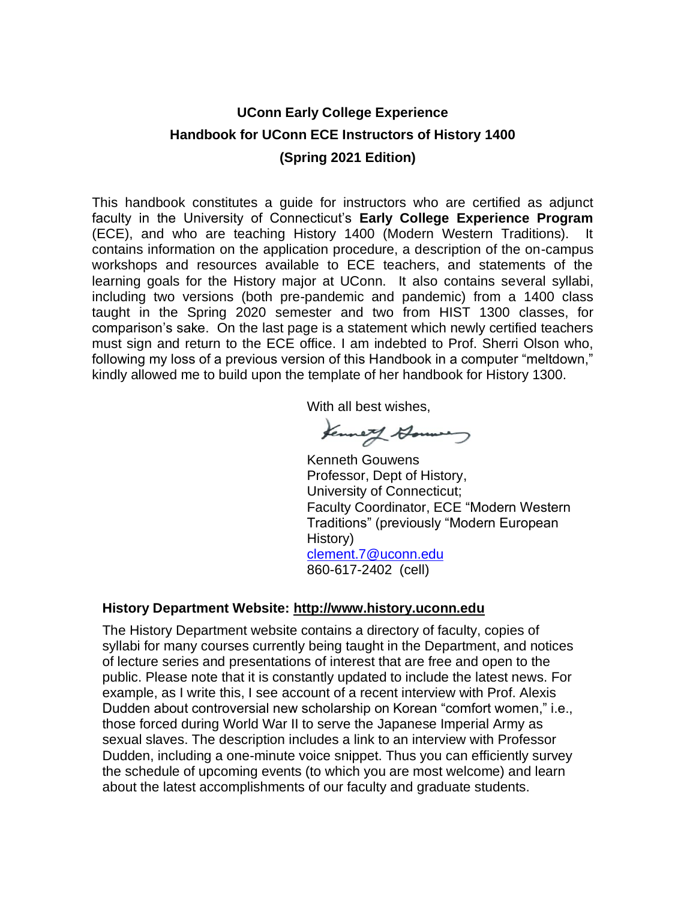# UConn Early College Experience
## Handbook for UConn ECE Instructors of History 1400
## (Spring 2021 Edition)

This handbook constitutes a guide for instructors who are certified as adjunct faculty in the University of Connecticut's **Early College Experience Program** (ECE), and who are teaching History 1400 (Modern Western Traditions). It contains information on the application procedure, a description of the on-campus workshops and resources available to ECE teachers, and statements of the learning goals for the History major at UConn. It also contains several syllabi, including two versions (both pre-pandemic and pandemic) from a 1400 class taught in the Spring 2020 semester and two from HIST 1300 classes, for comparison's sake. On the last page is a statement which newly certified teachers must sign and return to the ECE office. I am indebted to Prof. Sherri Olson who, following my loss of a previous version of this Handbook in a computer "meltdown," kindly allowed me to build upon the template of her handbook for History 1300.

With all best wishes,

Kenneth Gouwens
Professor, Dept of History,
University of Connecticut;
Faculty Coordinator, ECE "Modern Western Traditions" (previously "Modern European History)
clement.7@uconn.edu
860-617-2402 (cell)

### History Department Website: http://www.history.uconn.edu

The History Department website contains a directory of faculty, copies of syllabi for many courses currently being taught in the Department, and notices of lecture series and presentations of interest that are free and open to the public. Please note that it is constantly updated to include the latest news. For example, as I write this, I see account of a recent interview with Prof. Alexis Dudden about controversial new scholarship on Korean "comfort women," i.e., those forced during World War II to serve the Japanese Imperial Army as sexual slaves. The description includes a link to an interview with Professor Dudden, including a one-minute voice snippet. Thus you can efficiently survey the schedule of upcoming events (to which you are most welcome) and learn about the latest accomplishments of our faculty and graduate students.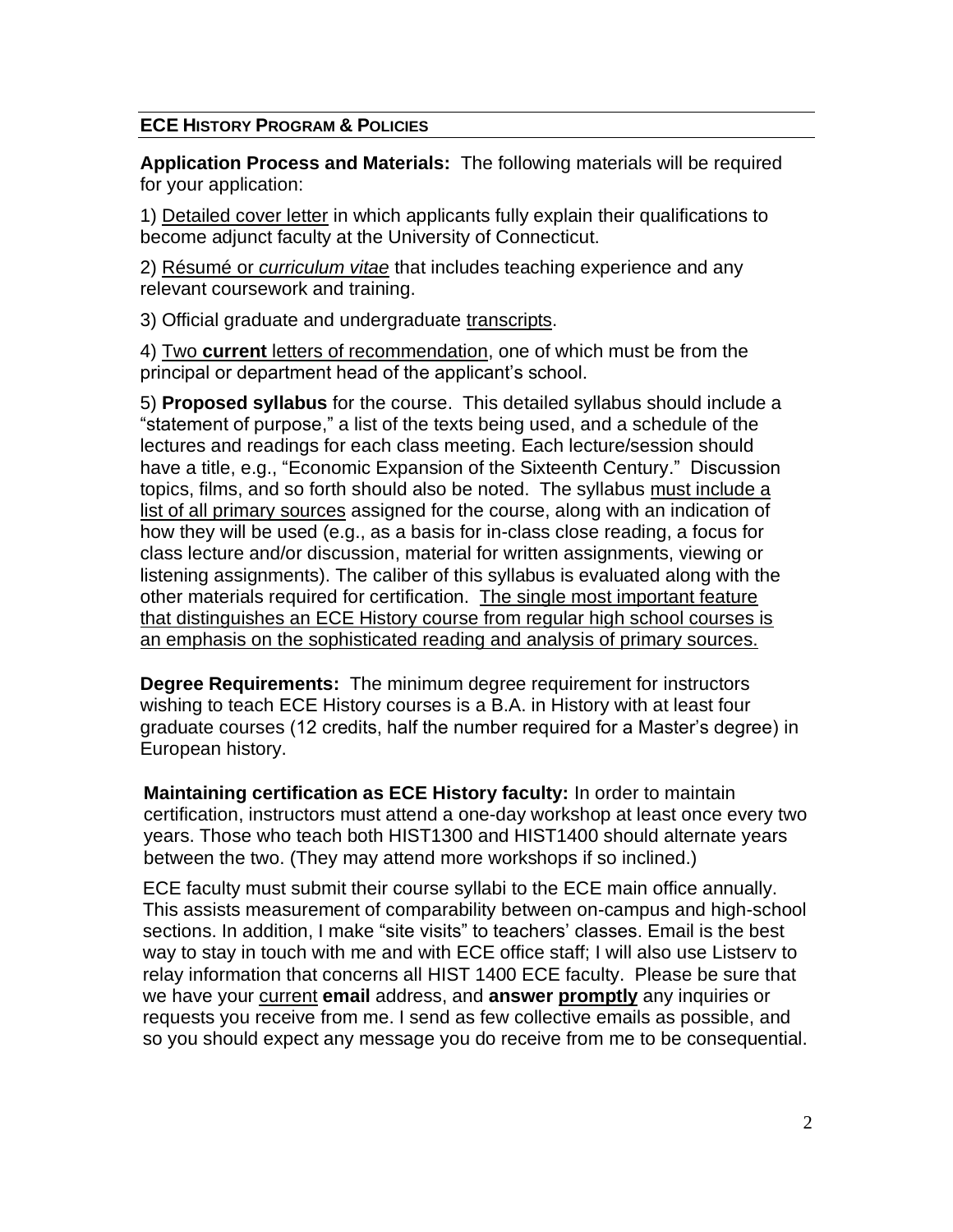## ECE HISTORY PROGRAM & POLICIES

**Application Process and Materials:** The following materials will be required for your application:

1) Detailed cover letter in which applicants fully explain their qualifications to become adjunct faculty at the University of Connecticut.

2) Résumé or *curriculum vitae* that includes teaching experience and any relevant coursework and training.

3) Official graduate and undergraduate transcripts.

4) Two **current** letters of recommendation, one of which must be from the principal or department head of the applicant's school.

5) **Proposed syllabus** for the course. This detailed syllabus should include a "statement of purpose," a list of the texts being used, and a schedule of the lectures and readings for each class meeting. Each lecture/session should have a title, e.g., "Economic Expansion of the Sixteenth Century." Discussion topics, films, and so forth should also be noted. The syllabus must include a list of all primary sources assigned for the course, along with an indication of how they will be used (e.g., as a basis for in-class close reading, a focus for class lecture and/or discussion, material for written assignments, viewing or listening assignments). The caliber of this syllabus is evaluated along with the other materials required for certification. The single most important feature that distinguishes an ECE History course from regular high school courses is an emphasis on the sophisticated reading and analysis of primary sources.

**Degree Requirements:** The minimum degree requirement for instructors wishing to teach ECE History courses is a B.A. in History with at least four graduate courses (12 credits, half the number required for a Master's degree) in European history.

**Maintaining certification as ECE History faculty:** In order to maintain certification, instructors must attend a one-day workshop at least once every two years. Those who teach both HIST1300 and HIST1400 should alternate years between the two. (They may attend more workshops if so inclined.)

ECE faculty must submit their course syllabi to the ECE main office annually. This assists measurement of comparability between on-campus and high-school sections. In addition, I make "site visits" to teachers' classes. Email is the best way to stay in touch with me and with ECE office staff; I will also use Listserv to relay information that concerns all HIST 1400 ECE faculty. Please be sure that we have your current **email** address, and **answer promptly** any inquiries or requests you receive from me. I send as few collective emails as possible, and so you should expect any message you do receive from me to be consequential.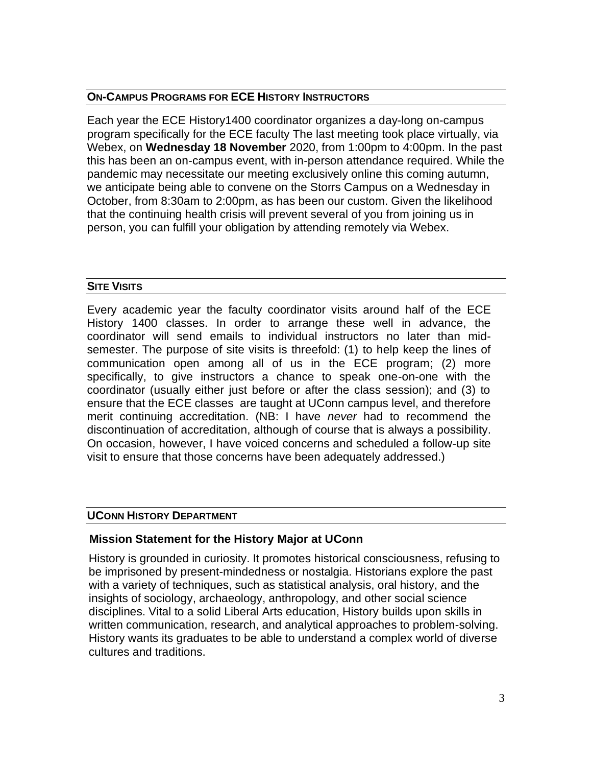## ON-CAMPUS PROGRAMS FOR ECE HISTORY INSTRUCTORS

Each year the ECE History1400 coordinator organizes a day-long on-campus program specifically for the ECE faculty The last meeting took place virtually, via Webex, on **Wednesday 18 November** 2020, from 1:00pm to 4:00pm. In the past this has been an on-campus event, with in-person attendance required. While the pandemic may necessitate our meeting exclusively online this coming autumn, we anticipate being able to convene on the Storrs Campus on a Wednesday in October, from 8:30am to 2:00pm, as has been our custom. Given the likelihood that the continuing health crisis will prevent several of you from joining us in person, you can fulfill your obligation by attending remotely via Webex.

## SITE VISITS

Every academic year the faculty coordinator visits around half of the ECE History 1400 classes. In order to arrange these well in advance, the coordinator will send emails to individual instructors no later than mid-semester. The purpose of site visits is threefold: (1) to help keep the lines of communication open among all of us in the ECE program; (2) more specifically, to give instructors a chance to speak one-on-one with the coordinator (usually either just before or after the class session); and (3) to ensure that the ECE classes are taught at UConn campus level, and therefore merit continuing accreditation. (NB: I have *never* had to recommend the discontinuation of accreditation, although of course that is always a possibility. On occasion, however, I have voiced concerns and scheduled a follow-up site visit to ensure that those concerns have been adequately addressed.)

## UCONN HISTORY DEPARTMENT

### Mission Statement for the History Major at UConn

History is grounded in curiosity. It promotes historical consciousness, refusing to be imprisoned by present-mindedness or nostalgia. Historians explore the past with a variety of techniques, such as statistical analysis, oral history, and the insights of sociology, archaeology, anthropology, and other social science disciplines. Vital to a solid Liberal Arts education, History builds upon skills in written communication, research, and analytical approaches to problem-solving. History wants its graduates to be able to understand a complex world of diverse cultures and traditions.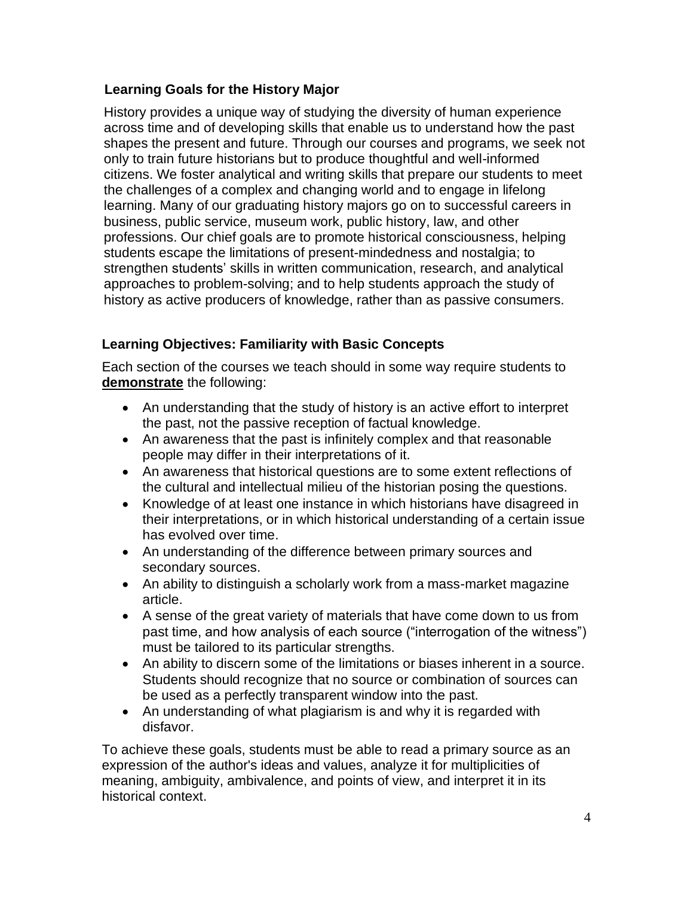## Learning Goals for the History Major

History provides a unique way of studying the diversity of human experience across time and of developing skills that enable us to understand how the past shapes the present and future. Through our courses and programs, we seek not only to train future historians but to produce thoughtful and well-informed citizens. We foster analytical and writing skills that prepare our students to meet the challenges of a complex and changing world and to engage in lifelong learning. Many of our graduating history majors go on to successful careers in business, public service, museum work, public history, law, and other professions. Our chief goals are to promote historical consciousness, helping students escape the limitations of present-mindedness and nostalgia; to strengthen students' skills in written communication, research, and analytical approaches to problem-solving; and to help students approach the study of history as active producers of knowledge, rather than as passive consumers.

## Learning Objectives: Familiarity with Basic Concepts

Each section of the courses we teach should in some way require students to **demonstrate** the following:

- An understanding that the study of history is an active effort to interpret the past, not the passive reception of factual knowledge.
- An awareness that the past is infinitely complex and that reasonable people may differ in their interpretations of it.
- An awareness that historical questions are to some extent reflections of the cultural and intellectual milieu of the historian posing the questions.
- Knowledge of at least one instance in which historians have disagreed in their interpretations, or in which historical understanding of a certain issue has evolved over time.
- An understanding of the difference between primary sources and secondary sources.
- An ability to distinguish a scholarly work from a mass-market magazine article.
- A sense of the great variety of materials that have come down to us from past time, and how analysis of each source ("interrogation of the witness") must be tailored to its particular strengths.
- An ability to discern some of the limitations or biases inherent in a source. Students should recognize that no source or combination of sources can be used as a perfectly transparent window into the past.
- An understanding of what plagiarism is and why it is regarded with disfavor.

To achieve these goals, students must be able to read a primary source as an expression of the author's ideas and values, analyze it for multiplicities of meaning, ambiguity, ambivalence, and points of view, and interpret it in its historical context.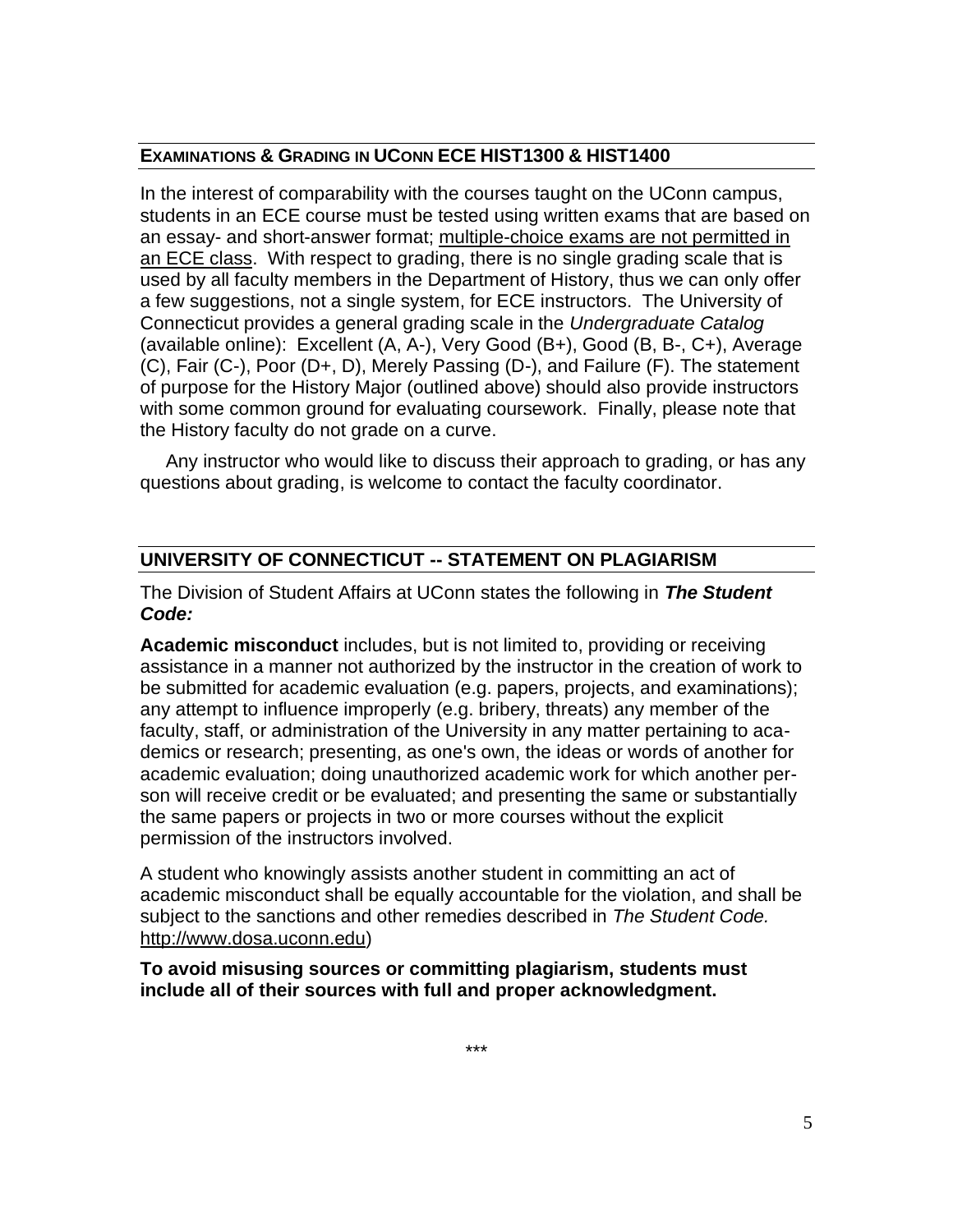## EXAMINATIONS & GRADING IN UCONN ECE HIST1300 & HIST1400

In the interest of comparability with the courses taught on the UConn campus, students in an ECE course must be tested using written exams that are based on an essay- and short-answer format; multiple-choice exams are not permitted in an ECE class. With respect to grading, there is no single grading scale that is used by all faculty members in the Department of History, thus we can only offer a few suggestions, not a single system, for ECE instructors. The University of Connecticut provides a general grading scale in the *Undergraduate Catalog* (available online): Excellent (A, A-), Very Good (B+), Good (B, B-, C+), Average (C), Fair (C-), Poor (D+, D), Merely Passing (D-), and Failure (F). The statement of purpose for the History Major (outlined above) should also provide instructors with some common ground for evaluating coursework. Finally, please note that the History faculty do not grade on a curve.

Any instructor who would like to discuss their approach to grading, or has any questions about grading, is welcome to contact the faculty coordinator.

## UNIVERSITY OF CONNECTICUT -- STATEMENT ON PLAGIARISM

The Division of Student Affairs at UConn states the following in ***The Student Code:***

**Academic misconduct** includes, but is not limited to, providing or receiving assistance in a manner not authorized by the instructor in the creation of work to be submitted for academic evaluation (e.g. papers, projects, and examinations); any attempt to influence improperly (e.g. bribery, threats) any member of the faculty, staff, or administration of the University in any matter pertaining to academics or research; presenting, as one's own, the ideas or words of another for academic evaluation; doing unauthorized academic work for which another person will receive credit or be evaluated; and presenting the same or substantially the same papers or projects in two or more courses without the explicit permission of the instructors involved.

A student who knowingly assists another student in committing an act of academic misconduct shall be equally accountable for the violation, and shall be subject to the sanctions and other remedies described in *The Student Code.* http://www.dosa.uconn.edu)

**To avoid misusing sources or committing plagiarism, students must include all of their sources with full and proper acknowledgment.**

***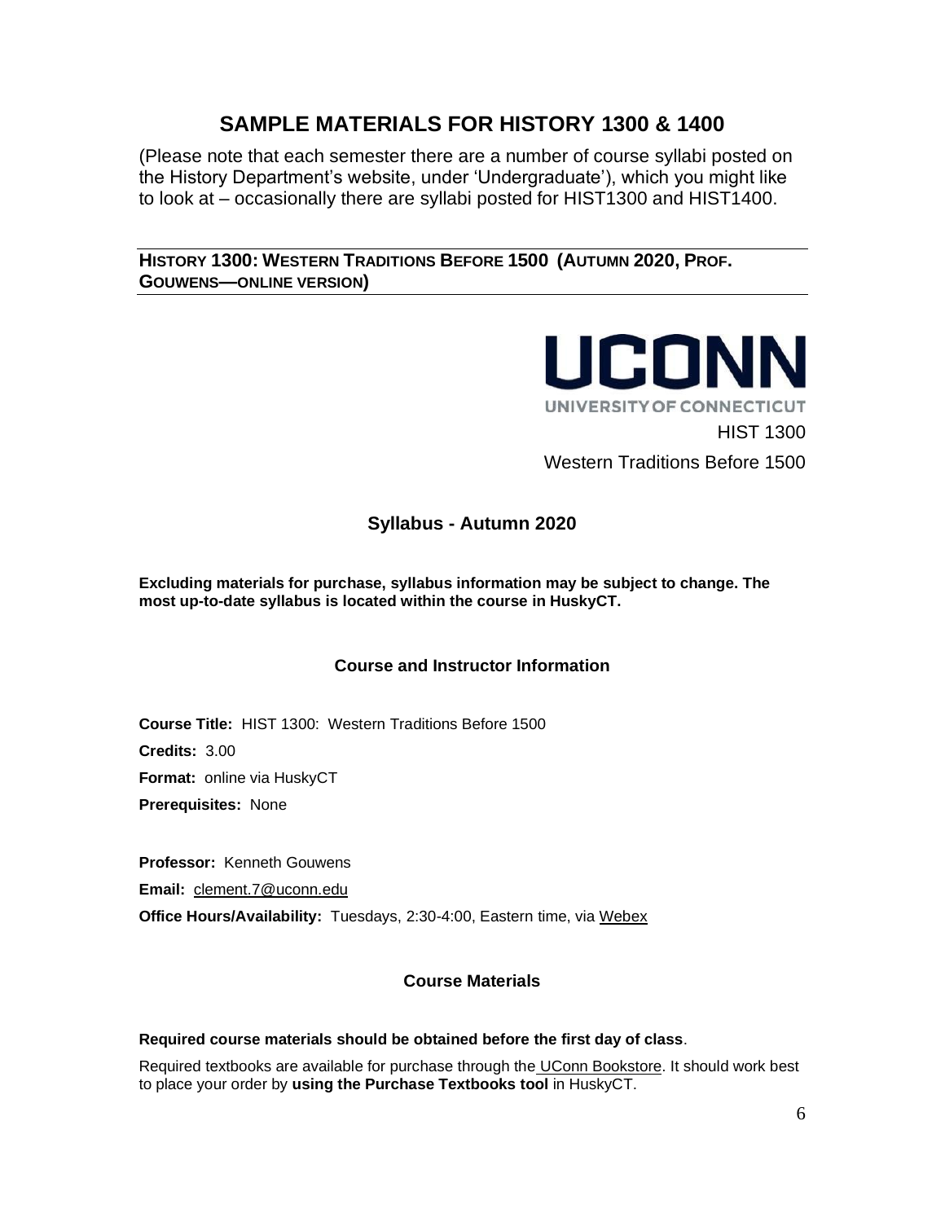# SAMPLE MATERIALS FOR HISTORY 1300 & 1400

(Please note that each semester there are a number of course syllabi posted on the History Department's website, under 'Undergraduate'), which you might like to look at – occasionally there are syllabi posted for HIST1300 and HIST1400.

## HISTORY 1300: WESTERN TRADITIONS BEFORE 1500 (AUTUMN 2020, PROF. GOUWENS—ONLINE VERSION)

UCONN
UNIVERSITY OF CONNECTICUT

HIST 1300

Western Traditions Before 1500

### Syllabus - Autumn 2020

**Excluding materials for purchase, syllabus information may be subject to change. The most up-to-date syllabus is located within the course in HuskyCT.**

### Course and Instructor Information

**Course Title:** HIST 1300: Western Traditions Before 1500

**Credits:** 3.00

**Format:** online via HuskyCT

**Prerequisites:** None

**Professor:** Kenneth Gouwens

**Email:** clement.7@uconn.edu

**Office Hours/Availability:** Tuesdays, 2:30-4:00, Eastern time, via Webex

### Course Materials

**Required course materials should be obtained before the first day of class**.

Required textbooks are available for purchase through the UConn Bookstore. It should work best to place your order by **using the Purchase Textbooks tool** in HuskyCT.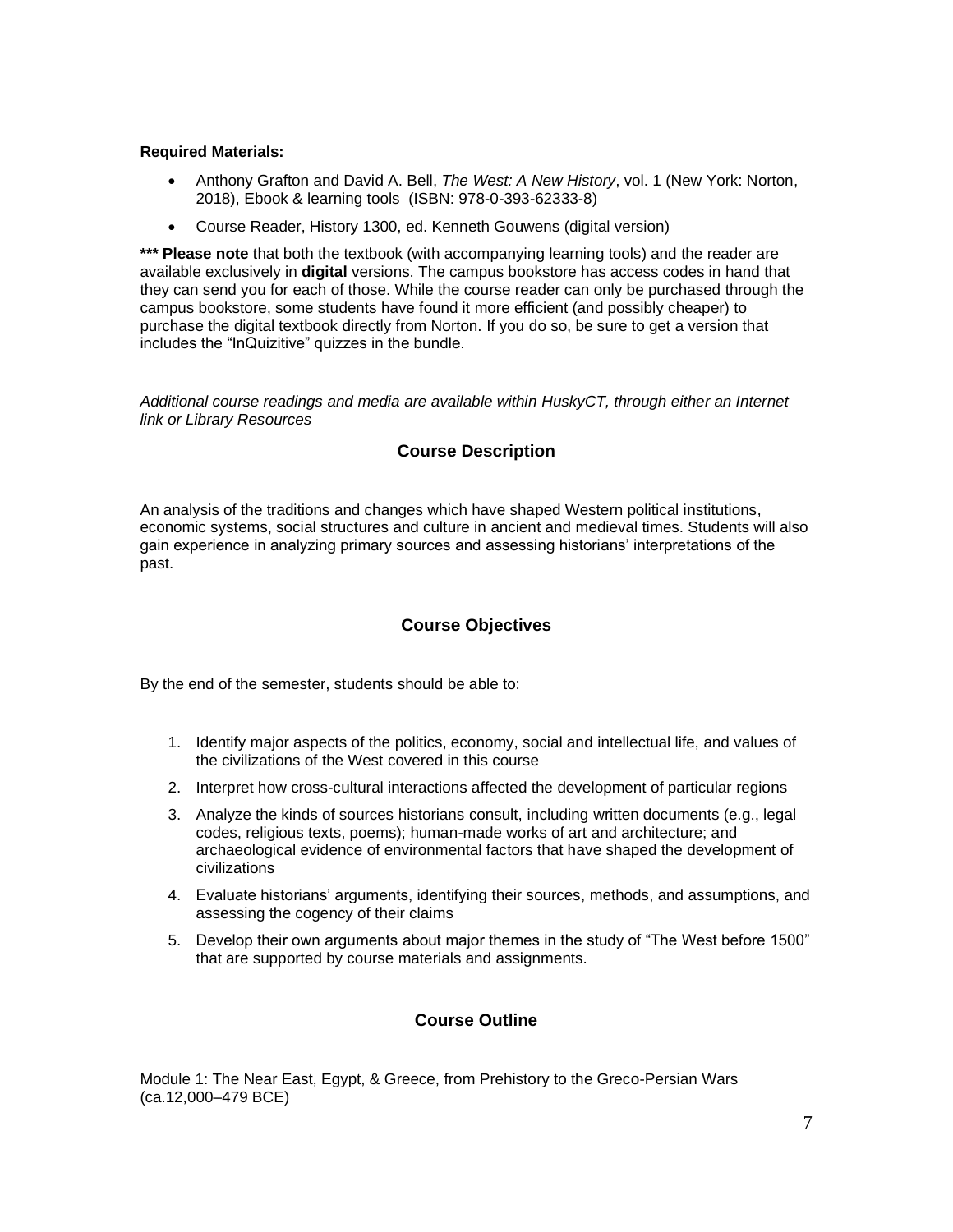**Required Materials:**

- Anthony Grafton and David A. Bell, *The West: A New History*, vol. 1 (New York: Norton, 2018), Ebook & learning tools (ISBN: 978-0-393-62333-8)
- Course Reader, History 1300, ed. Kenneth Gouwens (digital version)

**\*\*\* Please note** that both the textbook (with accompanying learning tools) and the reader are available exclusively in **digital** versions. The campus bookstore has access codes in hand that they can send you for each of those. While the course reader can only be purchased through the campus bookstore, some students have found it more efficient (and possibly cheaper) to purchase the digital textbook directly from Norton. If you do so, be sure to get a version that includes the "InQuizitive" quizzes in the bundle.

*Additional course readings and media are available within HuskyCT, through either an Internet link or Library Resources*

## Course Description

An analysis of the traditions and changes which have shaped Western political institutions, economic systems, social structures and culture in ancient and medieval times. Students will also gain experience in analyzing primary sources and assessing historians' interpretations of the past.

## Course Objectives

By the end of the semester, students should be able to:

1. Identify major aspects of the politics, economy, social and intellectual life, and values of the civilizations of the West covered in this course
2. Interpret how cross-cultural interactions affected the development of particular regions
3. Analyze the kinds of sources historians consult, including written documents (e.g., legal codes, religious texts, poems); human-made works of art and architecture; and archaeological evidence of environmental factors that have shaped the development of civilizations
4. Evaluate historians' arguments, identifying their sources, methods, and assumptions, and assessing the cogency of their claims
5. Develop their own arguments about major themes in the study of "The West before 1500" that are supported by course materials and assignments.

## Course Outline

Module 1: The Near East, Egypt, & Greece, from Prehistory to the Greco-Persian Wars (ca.12,000–479 BCE)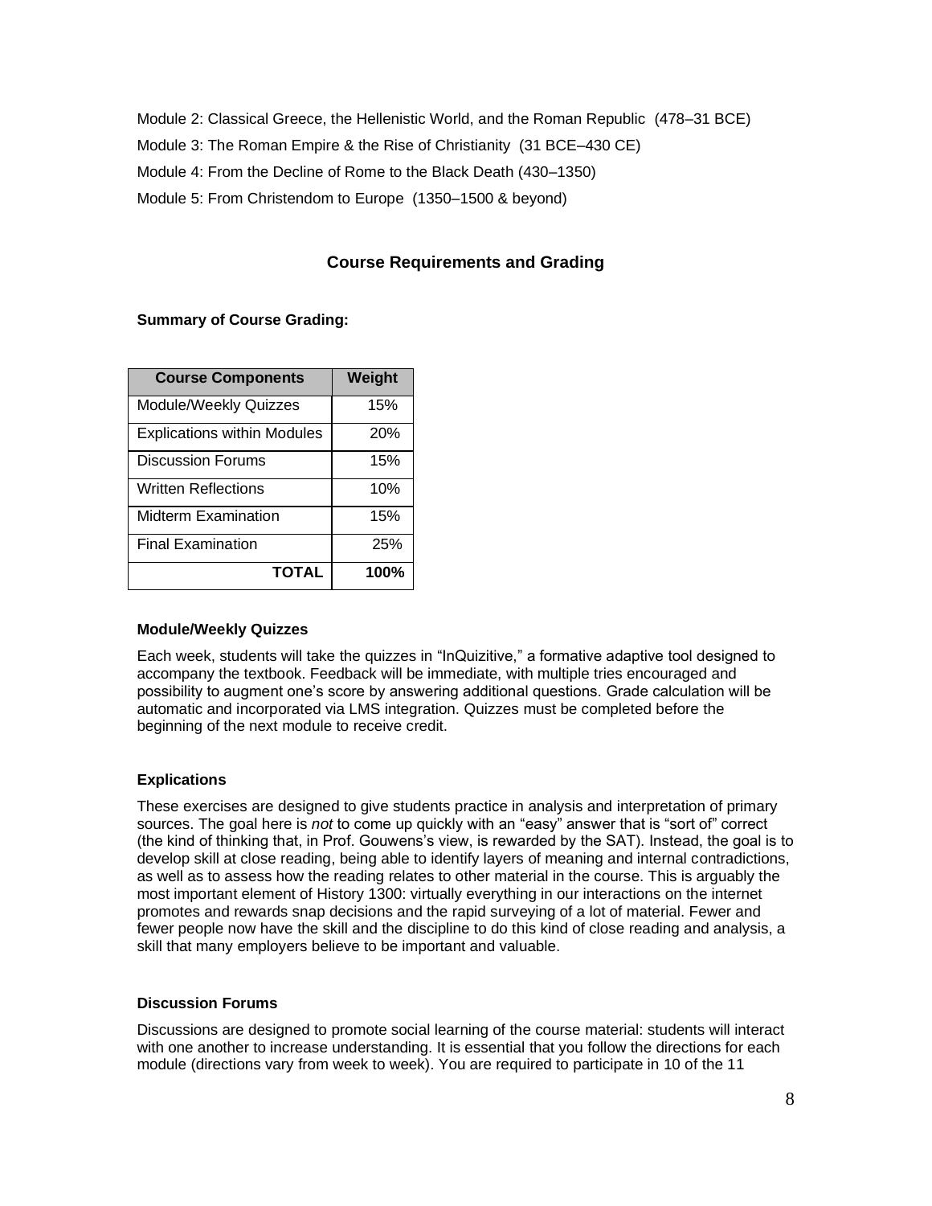Module 2: Classical Greece, the Hellenistic World, and the Roman Republic (478–31 BCE)

Module 3: The Roman Empire & the Rise of Christianity (31 BCE–430 CE)

Module 4: From the Decline of Rome to the Black Death (430–1350)

Module 5: From Christendom to Europe (1350–1500 & beyond)

## Course Requirements and Grading

**Summary of Course Grading:**

| Course Components | Weight |
|---|---|
| Module/Weekly Quizzes | 15% |
| Explications within Modules | 20% |
| Discussion Forums | 15% |
| Written Reflections | 10% |
| Midterm Examination | 15% |
| Final Examination | 25% |
| **TOTAL** | **100%** |

**Module/Weekly Quizzes**

Each week, students will take the quizzes in "InQuizitive," a formative adaptive tool designed to accompany the textbook. Feedback will be immediate, with multiple tries encouraged and possibility to augment one's score by answering additional questions. Grade calculation will be automatic and incorporated via LMS integration. Quizzes must be completed before the beginning of the next module to receive credit.

**Explications**

These exercises are designed to give students practice in analysis and interpretation of primary sources. The goal here is *not* to come up quickly with an "easy" answer that is "sort of" correct (the kind of thinking that, in Prof. Gouwens's view, is rewarded by the SAT). Instead, the goal is to develop skill at close reading, being able to identify layers of meaning and internal contradictions, as well as to assess how the reading relates to other material in the course. This is arguably the most important element of History 1300: virtually everything in our interactions on the internet promotes and rewards snap decisions and the rapid surveying of a lot of material. Fewer and fewer people now have the skill and the discipline to do this kind of close reading and analysis, a skill that many employers believe to be important and valuable.

**Discussion Forums**

Discussions are designed to promote social learning of the course material: students will interact with one another to increase understanding. It is essential that you follow the directions for each module (directions vary from week to week). You are required to participate in 10 of the 11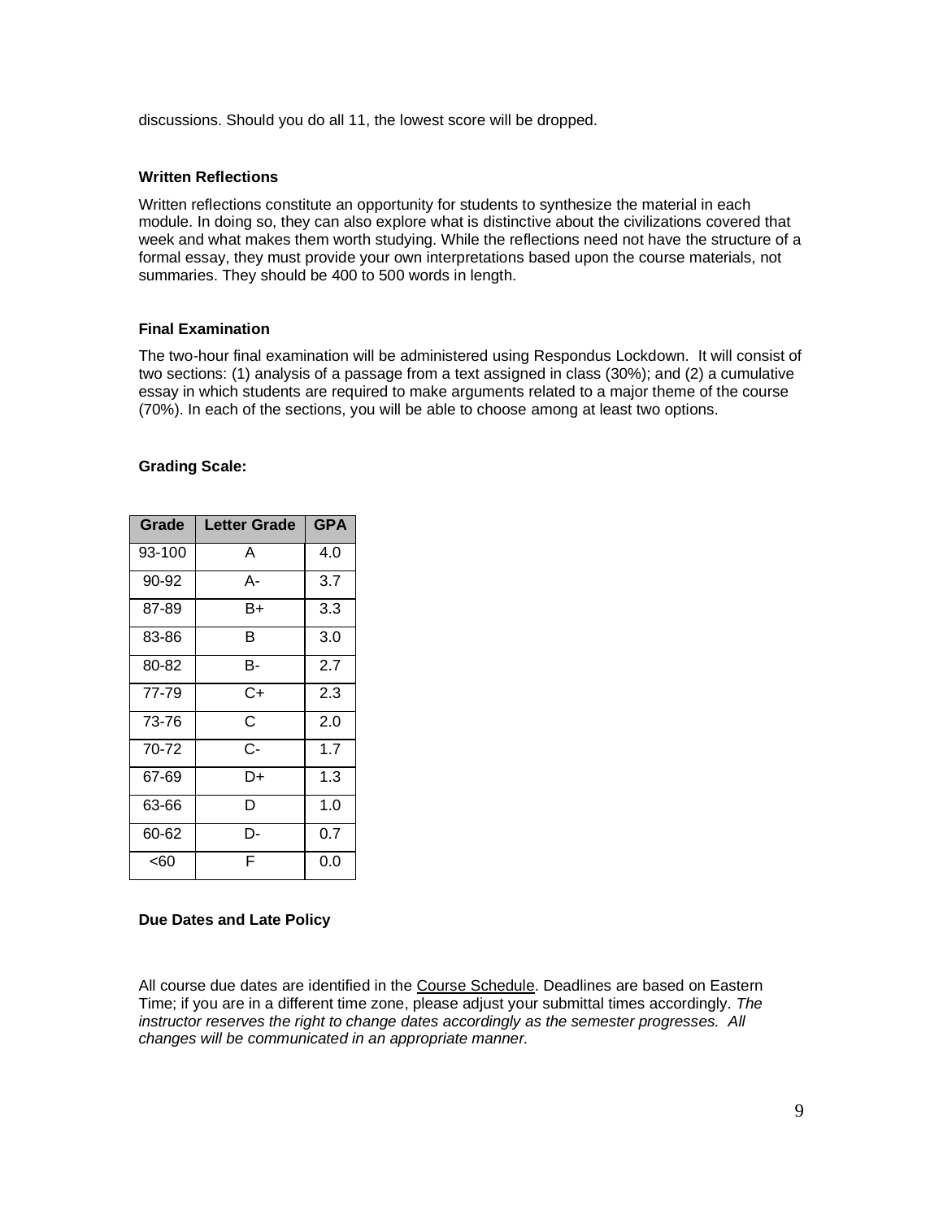discussions. Should you do all 11, the lowest score will be dropped.

### Written Reflections

Written reflections constitute an opportunity for students to synthesize the material in each module. In doing so, they can also explore what is distinctive about the civilizations covered that week and what makes them worth studying. While the reflections need not have the structure of a formal essay, they must provide your own interpretations based upon the course materials, not summaries. They should be 400 to 500 words in length.

### Final Examination

The two-hour final examination will be administered using Respondus Lockdown. It will consist of two sections: (1) analysis of a passage from a text assigned in class (30%); and (2) a cumulative essay in which students are required to make arguments related to a major theme of the course (70%). In each of the sections, you will be able to choose among at least two options.

### Grading Scale:

| Grade | Letter Grade | GPA |
|---|---|---|
| 93-100 | A | 4.0 |
| 90-92 | A- | 3.7 |
| 87-89 | B+ | 3.3 |
| 83-86 | B | 3.0 |
| 80-82 | B- | 2.7 |
| 77-79 | C+ | 2.3 |
| 73-76 | C | 2.0 |
| 70-72 | C- | 1.7 |
| 67-69 | D+ | 1.3 |
| 63-66 | D | 1.0 |
| 60-62 | D- | 0.7 |
| <60 | F | 0.0 |

### Due Dates and Late Policy

All course due dates are identified in the Course Schedule. Deadlines are based on Eastern Time; if you are in a different time zone, please adjust your submittal times accordingly. *The instructor reserves the right to change dates accordingly as the semester progresses. All changes will be communicated in an appropriate manner.*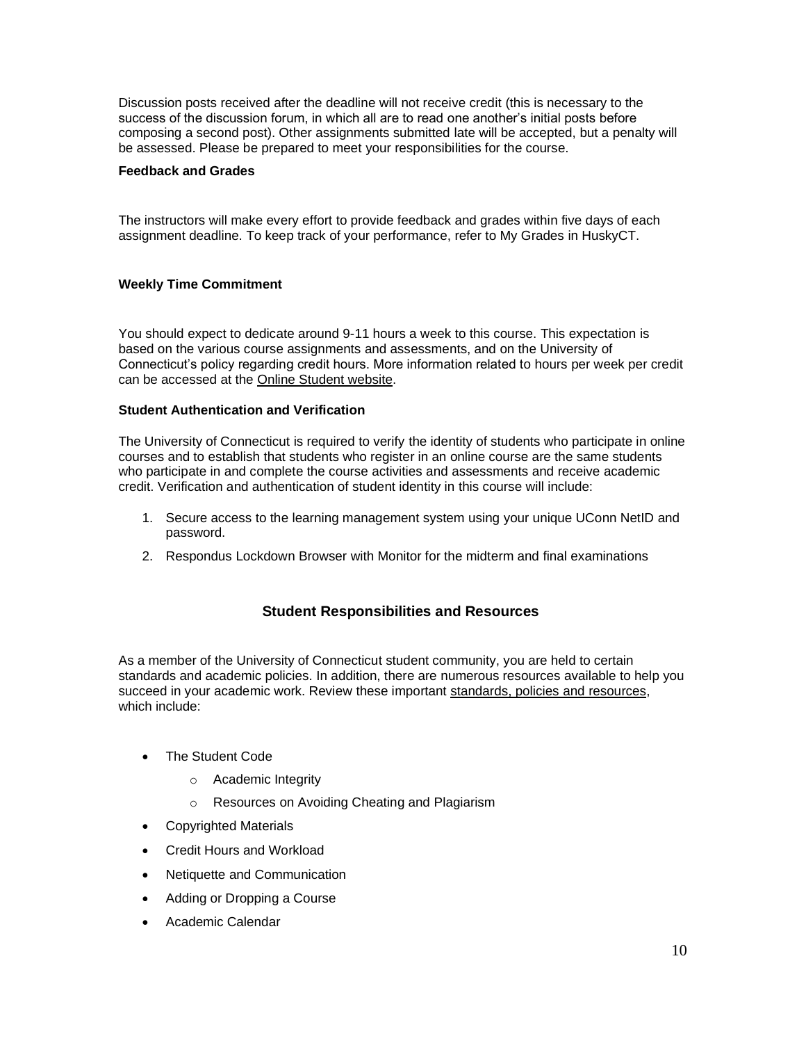Discussion posts received after the deadline will not receive credit (this is necessary to the success of the discussion forum, in which all are to read one another's initial posts before composing a second post). Other assignments submitted late will be accepted, but a penalty will be assessed. Please be prepared to meet your responsibilities for the course.

**Feedback and Grades**

The instructors will make every effort to provide feedback and grades within five days of each assignment deadline. To keep track of your performance, refer to My Grades in HuskyCT.

**Weekly Time Commitment**

You should expect to dedicate around 9-11 hours a week to this course. This expectation is based on the various course assignments and assessments, and on the University of Connecticut's policy regarding credit hours. More information related to hours per week per credit can be accessed at the Online Student website.

**Student Authentication and Verification**

The University of Connecticut is required to verify the identity of students who participate in online courses and to establish that students who register in an online course are the same students who participate in and complete the course activities and assessments and receive academic credit. Verification and authentication of student identity in this course will include:

1. Secure access to the learning management system using your unique UConn NetID and password.
2. Respondus Lockdown Browser with Monitor for the midterm and final examinations

## Student Responsibilities and Resources

As a member of the University of Connecticut student community, you are held to certain standards and academic policies. In addition, there are numerous resources available to help you succeed in your academic work. Review these important standards, policies and resources, which include:

- The Student Code
  - Academic Integrity
  - Resources on Avoiding Cheating and Plagiarism
- Copyrighted Materials
- Credit Hours and Workload
- Netiquette and Communication
- Adding or Dropping a Course
- Academic Calendar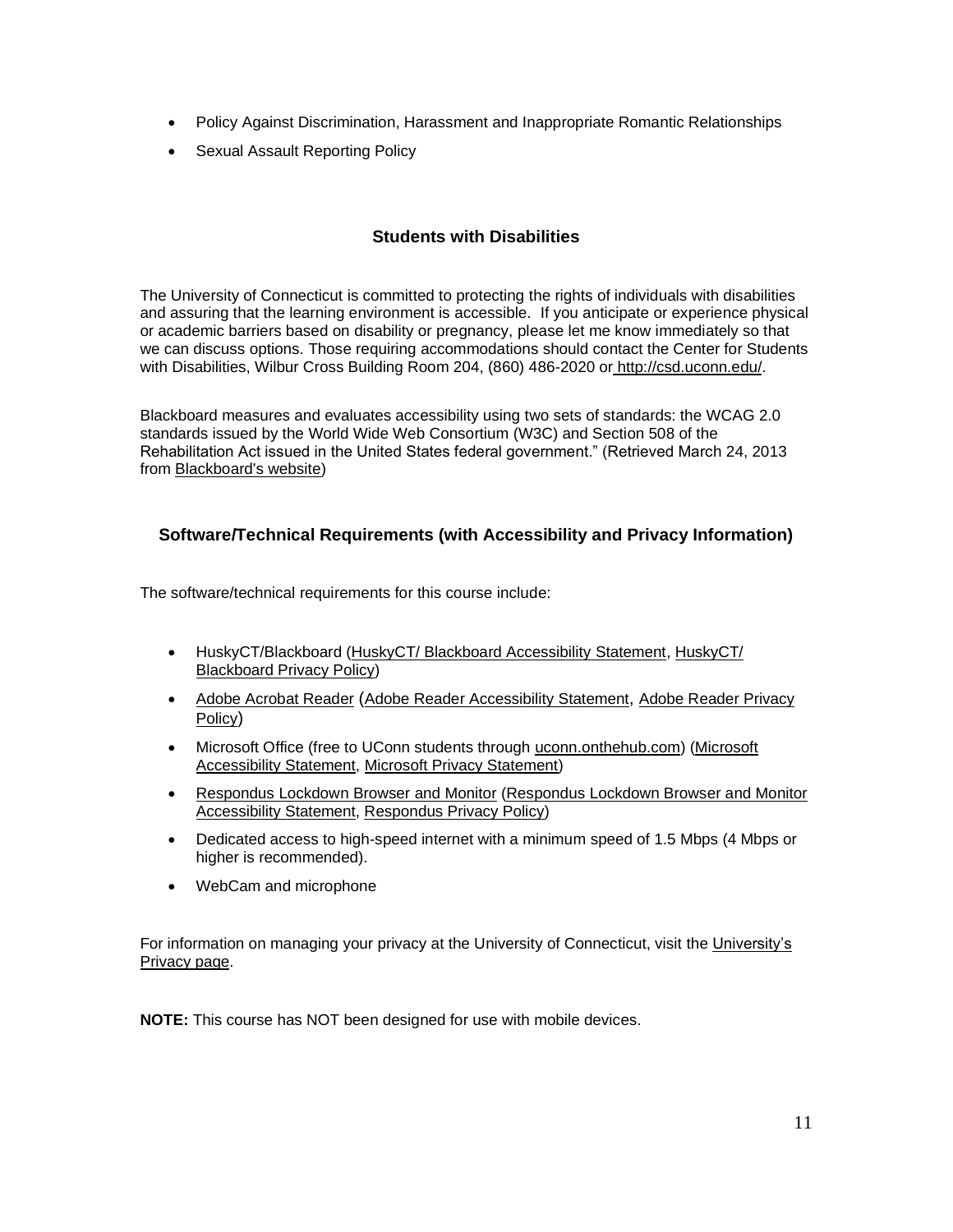- Policy Against Discrimination, Harassment and Inappropriate Romantic Relationships
- Sexual Assault Reporting Policy

## Students with Disabilities

The University of Connecticut is committed to protecting the rights of individuals with disabilities and assuring that the learning environment is accessible. If you anticipate or experience physical or academic barriers based on disability or pregnancy, please let me know immediately so that we can discuss options. Those requiring accommodations should contact the Center for Students with Disabilities, Wilbur Cross Building Room 204, (860) 486-2020 or http://csd.uconn.edu/.

Blackboard measures and evaluates accessibility using two sets of standards: the WCAG 2.0 standards issued by the World Wide Web Consortium (W3C) and Section 508 of the Rehabilitation Act issued in the United States federal government." (Retrieved March 24, 2013 from Blackboard's website)

## Software/Technical Requirements (with Accessibility and Privacy Information)

The software/technical requirements for this course include:

- HuskyCT/Blackboard (HuskyCT/ Blackboard Accessibility Statement, HuskyCT/ Blackboard Privacy Policy)
- Adobe Acrobat Reader (Adobe Reader Accessibility Statement, Adobe Reader Privacy Policy)
- Microsoft Office (free to UConn students through uconn.onthehub.com) (Microsoft Accessibility Statement, Microsoft Privacy Statement)
- Respondus Lockdown Browser and Monitor (Respondus Lockdown Browser and Monitor Accessibility Statement, Respondus Privacy Policy)
- Dedicated access to high-speed internet with a minimum speed of 1.5 Mbps (4 Mbps or higher is recommended).
- WebCam and microphone

For information on managing your privacy at the University of Connecticut, visit the University's Privacy page.

**NOTE:** This course has NOT been designed for use with mobile devices.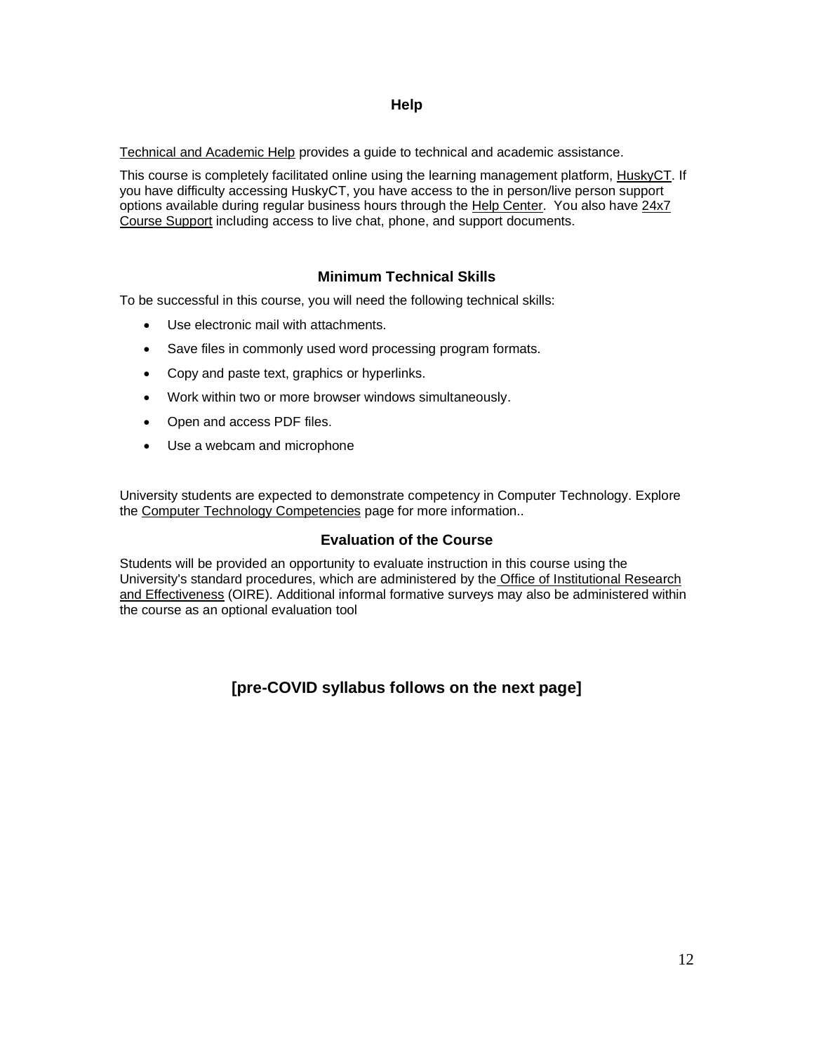## Help

Technical and Academic Help provides a guide to technical and academic assistance.

This course is completely facilitated online using the learning management platform, HuskyCT. If you have difficulty accessing HuskyCT, you have access to the in person/live person support options available during regular business hours through the Help Center. You also have 24x7 Course Support including access to live chat, phone, and support documents.

## Minimum Technical Skills

To be successful in this course, you will need the following technical skills:

- Use electronic mail with attachments.
- Save files in commonly used word processing program formats.
- Copy and paste text, graphics or hyperlinks.
- Work within two or more browser windows simultaneously.
- Open and access PDF files.
- Use a webcam and microphone

University students are expected to demonstrate competency in Computer Technology. Explore the Computer Technology Competencies page for more information..

## Evaluation of the Course

Students will be provided an opportunity to evaluate instruction in this course using the University's standard procedures, which are administered by the Office of Institutional Research and Effectiveness (OIRE). Additional informal formative surveys may also be administered within the course as an optional evaluation tool

**[pre-COVID syllabus follows on the next page]**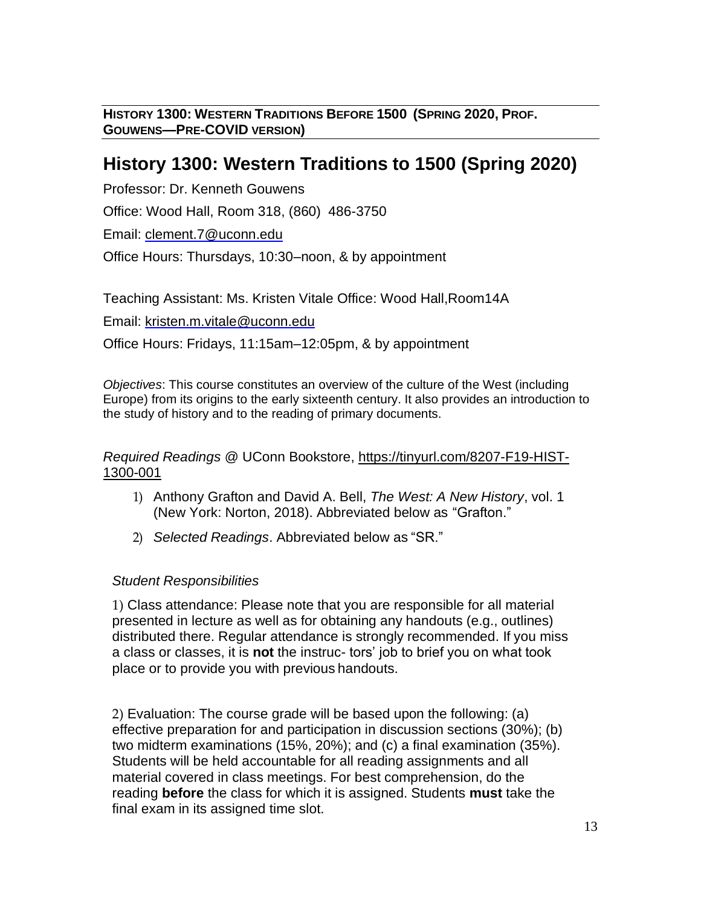**HISTORY 1300: WESTERN TRADITIONS BEFORE 1500 (SPRING 2020, PROF. GOUWENS—PRE-COVID VERSION)**

# History 1300: Western Traditions to 1500 (Spring 2020)

Professor: Dr. Kenneth Gouwens

Office: Wood Hall, Room 318, (860) 486-3750

Email: clement.7@uconn.edu

Office Hours: Thursdays, 10:30–noon, & by appointment

Teaching Assistant: Ms. Kristen Vitale Office: Wood Hall,Room14A

Email: kristen.m.vitale@uconn.edu

Office Hours: Fridays, 11:15am–12:05pm, & by appointment

*Objectives*: This course constitutes an overview of the culture of the West (including Europe) from its origins to the early sixteenth century. It also provides an introduction to the study of history and to the reading of primary documents.

*Required Readings* @ UConn Bookstore, https://tinyurl.com/8207-F19-HIST-1300-001

1) Anthony Grafton and David A. Bell, *The West: A New History*, vol. 1 (New York: Norton, 2018). Abbreviated below as "Grafton."
2) *Selected Readings*. Abbreviated below as "SR."

*Student Responsibilities*

1) Class attendance: Please note that you are responsible for all material presented in lecture as well as for obtaining any handouts (e.g., outlines) distributed there. Regular attendance is strongly recommended. If you miss a class or classes, it is **not** the instruc- tors' job to brief you on what took place or to provide you with previous handouts.

2) Evaluation: The course grade will be based upon the following: (a) effective preparation for and participation in discussion sections (30%); (b) two midterm examinations (15%, 20%); and (c) a final examination (35%). Students will be held accountable for all reading assignments and all material covered in class meetings. For best comprehension, do the reading **before** the class for which it is assigned. Students **must** take the final exam in its assigned time slot.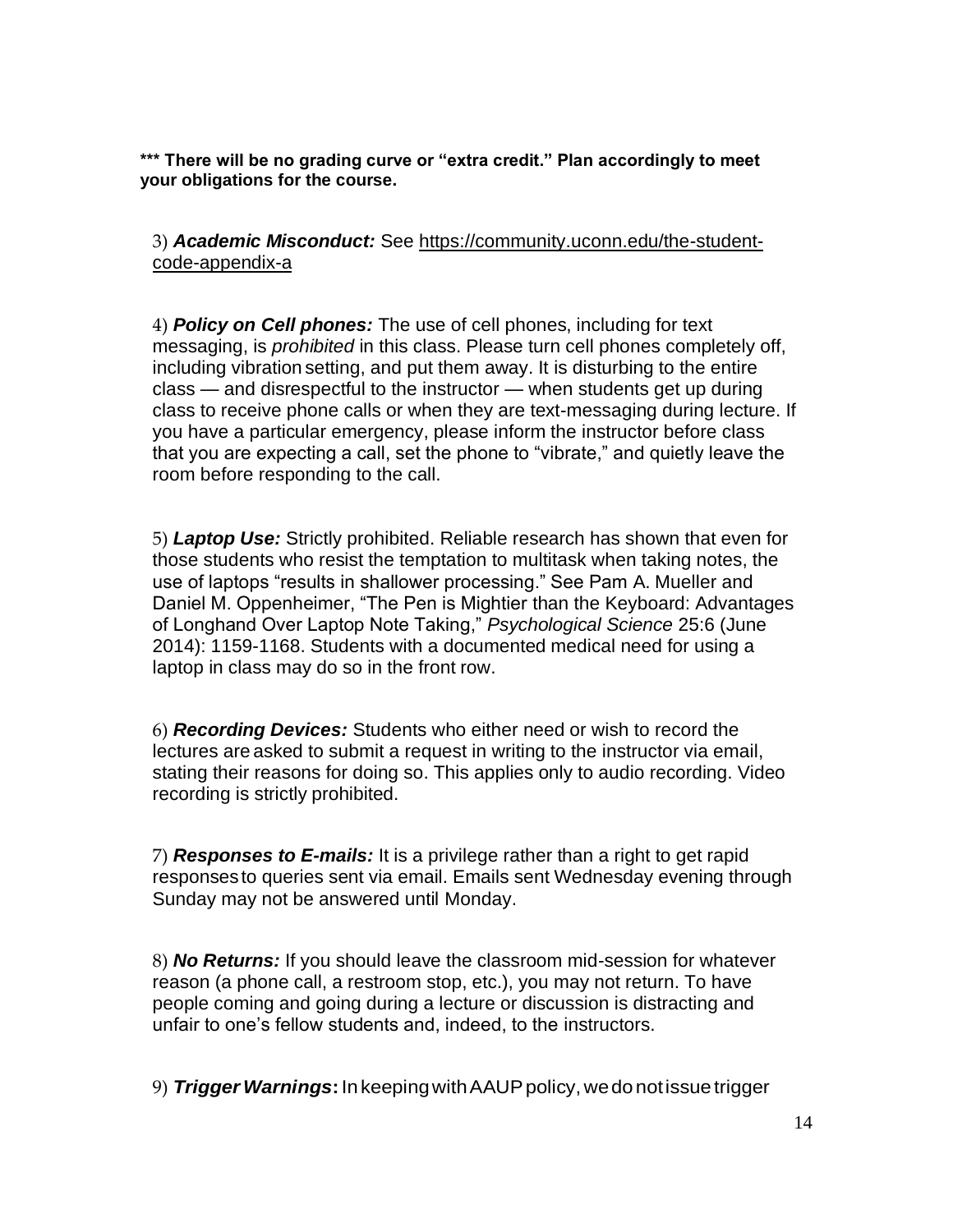**\*\*\* There will be no grading curve or "extra credit." Plan accordingly to meet your obligations for the course.**

3) ***Academic Misconduct:*** See https://community.uconn.edu/the-student-code-appendix-a

4) ***Policy on Cell phones:*** The use of cell phones, including for text messaging, is *prohibited* in this class. Please turn cell phones completely off, including vibration setting, and put them away. It is disturbing to the entire class — and disrespectful to the instructor — when students get up during class to receive phone calls or when they are text-messaging during lecture. If you have a particular emergency, please inform the instructor before class that you are expecting a call, set the phone to "vibrate," and quietly leave the room before responding to the call.

5) ***Laptop Use:*** Strictly prohibited. Reliable research has shown that even for those students who resist the temptation to multitask when taking notes, the use of laptops "results in shallower processing." See Pam A. Mueller and Daniel M. Oppenheimer, "The Pen is Mightier than the Keyboard: Advantages of Longhand Over Laptop Note Taking," *Psychological Science* 25:6 (June 2014): 1159-1168. Students with a documented medical need for using a laptop in class may do so in the front row.

6) ***Recording Devices:*** Students who either need or wish to record the lectures are asked to submit a request in writing to the instructor via email, stating their reasons for doing so. This applies only to audio recording. Video recording is strictly prohibited.

7) ***Responses to E-mails:*** It is a privilege rather than a right to get rapid responses to queries sent via email. Emails sent Wednesday evening through Sunday may not be answered until Monday.

8) ***No Returns:*** If you should leave the classroom mid-session for whatever reason (a phone call, a restroom stop, etc.), you may not return. To have people coming and going during a lecture or discussion is distracting and unfair to one's fellow students and, indeed, to the instructors.

9) ***Trigger Warnings*****:** In keeping with AAUP policy, we do not issue trigger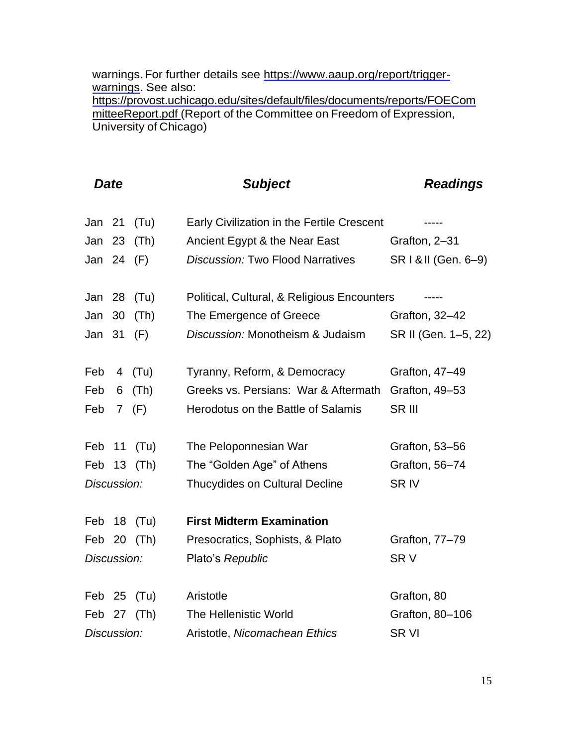warnings. For further details see [https://www.aaup.org/report/trigger-warnings](https://www.aaup.org/report/trigger-warnings). See also: [https://provost.uchicago.edu/sites/default/files/documents/reports/FOECommitteeReport.pdf](https://provost.uchicago.edu/sites/default/files/documents/reports/FOECommitteeReport.pdf) (Report of the Committee on Freedom of Expression, University of Chicago)

| ***Date*** | ***Subject*** | ***Readings*** |
| --- | --- | --- |
| Jan 21 (Tu) | Early Civilization in the Fertile Crescent | ----- |
| Jan 23 (Th) | Ancient Egypt & the Near East | Grafton, 2–31 |
| Jan 24 (F) | *Discussion:* Two Flood Narratives | SR I & II (Gen. 6–9) |
| Jan 28 (Tu) | Political, Cultural, & Religious Encounters | ----- |
| Jan 30 (Th) | The Emergence of Greece | Grafton, 32–42 |
| Jan 31 (F) | *Discussion:* Monotheism & Judaism | SR II (Gen. 1–5, 22) |
| Feb 4 (Tu) | Tyranny, Reform, & Democracy | Grafton, 47–49 |
| Feb 6 (Th) | Greeks vs. Persians: War & Aftermath | Grafton, 49–53 |
| Feb 7 (F) | Herodotus on the Battle of Salamis | SR III |
| Feb 11 (Tu) | The Peloponnesian War | Grafton, 53–56 |
| Feb 13 (Th) | The "Golden Age" of Athens | Grafton, 56–74 |
| *Discussion:* | Thucydides on Cultural Decline | SR IV |
| Feb 18 (Tu) | **First Midterm Examination** | |
| Feb 20 (Th) | Presocratics, Sophists, & Plato | Grafton, 77–79 |
| *Discussion:* | Plato's *Republic* | SR V |
| Feb 25 (Tu) | Aristotle | Grafton, 80 |
| Feb 27 (Th) | The Hellenistic World | Grafton, 80–106 |
| *Discussion:* | Aristotle, *Nicomachean Ethics* | SR VI |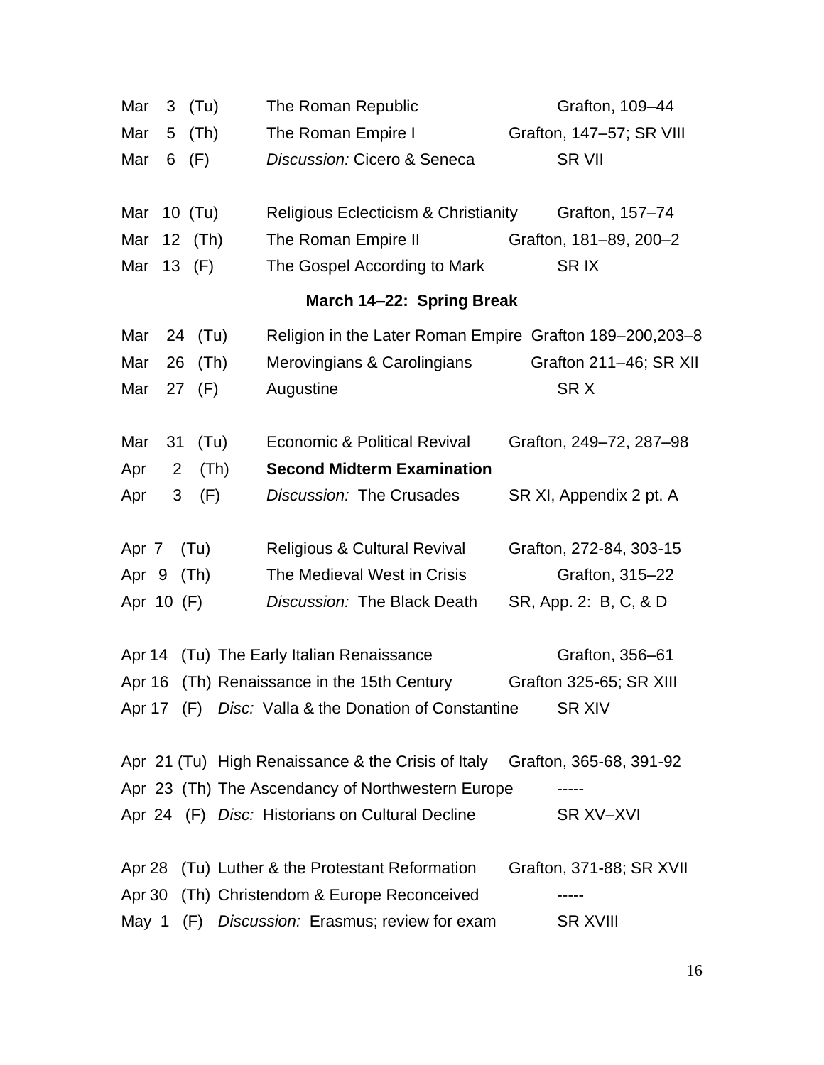| Date | Topic | Reading |
|---|---|---|
| Mar 3 (Tu) | The Roman Republic | Grafton, 109–44 |
| Mar 5 (Th) | The Roman Empire I | Grafton, 147–57; SR VIII |
| Mar 6 (F) | *Discussion:* Cicero & Seneca | SR VII |
| Mar 10 (Tu) | Religious Eclecticism & Christianity | Grafton, 157–74 |
| Mar 12 (Th) | The Roman Empire II | Grafton, 181–89, 200–2 |
| Mar 13 (F) | The Gospel According to Mark | SR IX |
| | **March 14–22: Spring Break** | |
| Mar 24 (Tu) | Religion in the Later Roman Empire | Grafton 189–200,203–8 |
| Mar 26 (Th) | Merovingians & Carolingians | Grafton 211–46; SR XII |
| Mar 27 (F) | Augustine | SR X |
| Mar 31 (Tu) | Economic & Political Revival | Grafton, 249–72, 287–98 |
| Apr 2 (Th) | **Second Midterm Examination** | |
| Apr 3 (F) | *Discussion:* The Crusades | SR XI, Appendix 2 pt. A |
| Apr 7 (Tu) | Religious & Cultural Revival | Grafton, 272-84, 303-15 |
| Apr 9 (Th) | The Medieval West in Crisis | Grafton, 315–22 |
| Apr 10 (F) | *Discussion:* The Black Death | SR, App. 2: B, C, & D |
| Apr 14 (Tu) | The Early Italian Renaissance | Grafton, 356–61 |
| Apr 16 (Th) | Renaissance in the 15th Century | Grafton 325-65; SR XIII |
| Apr 17 (F) | *Disc:* Valla & the Donation of Constantine | SR XIV |
| Apr 21 (Tu) | High Renaissance & the Crisis of Italy | Grafton, 365-68, 391-92 |
| Apr 23 (Th) | The Ascendancy of Northwestern Europe | ----- |
| Apr 24 (F) | *Disc:* Historians on Cultural Decline | SR XV–XVI |
| Apr 28 (Tu) | Luther & the Protestant Reformation | Grafton, 371-88; SR XVII |
| Apr 30 (Th) | Christendom & Europe Reconceived | ----- |
| May 1 (F) | *Discussion:* Erasmus; review for exam | SR XVIII |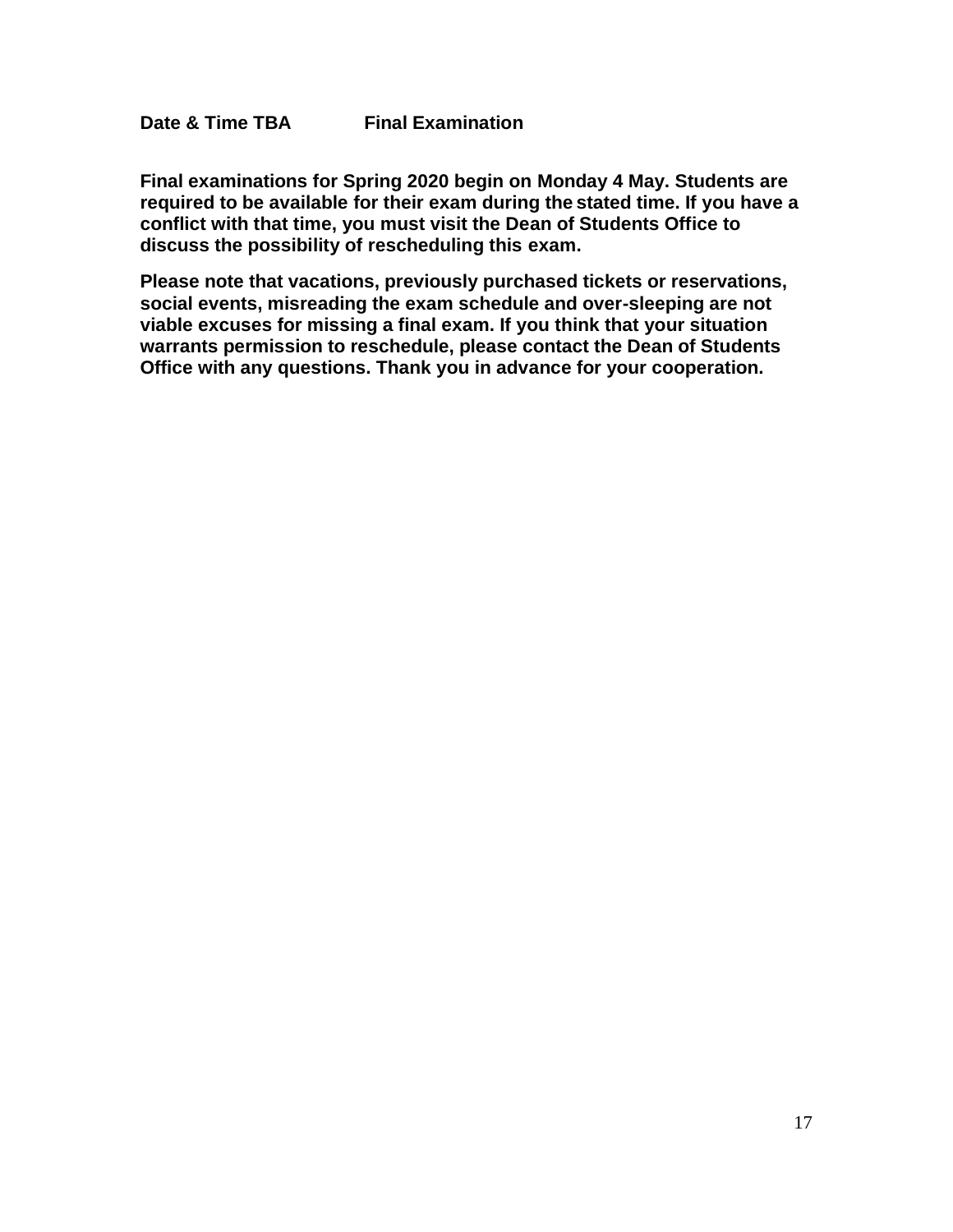**Date & Time TBA Final Examination**

**Final examinations for Spring 2020 begin on Monday 4 May. Students are required to be available for their exam during the stated time. If you have a conflict with that time, you must visit the Dean of Students Office to discuss the possibility of rescheduling this exam.**

**Please note that vacations, previously purchased tickets or reservations, social events, misreading the exam schedule and over-sleeping are not viable excuses for missing a final exam. If you think that your situation warrants permission to reschedule, please contact the Dean of Students Office with any questions. Thank you in advance for your cooperation.**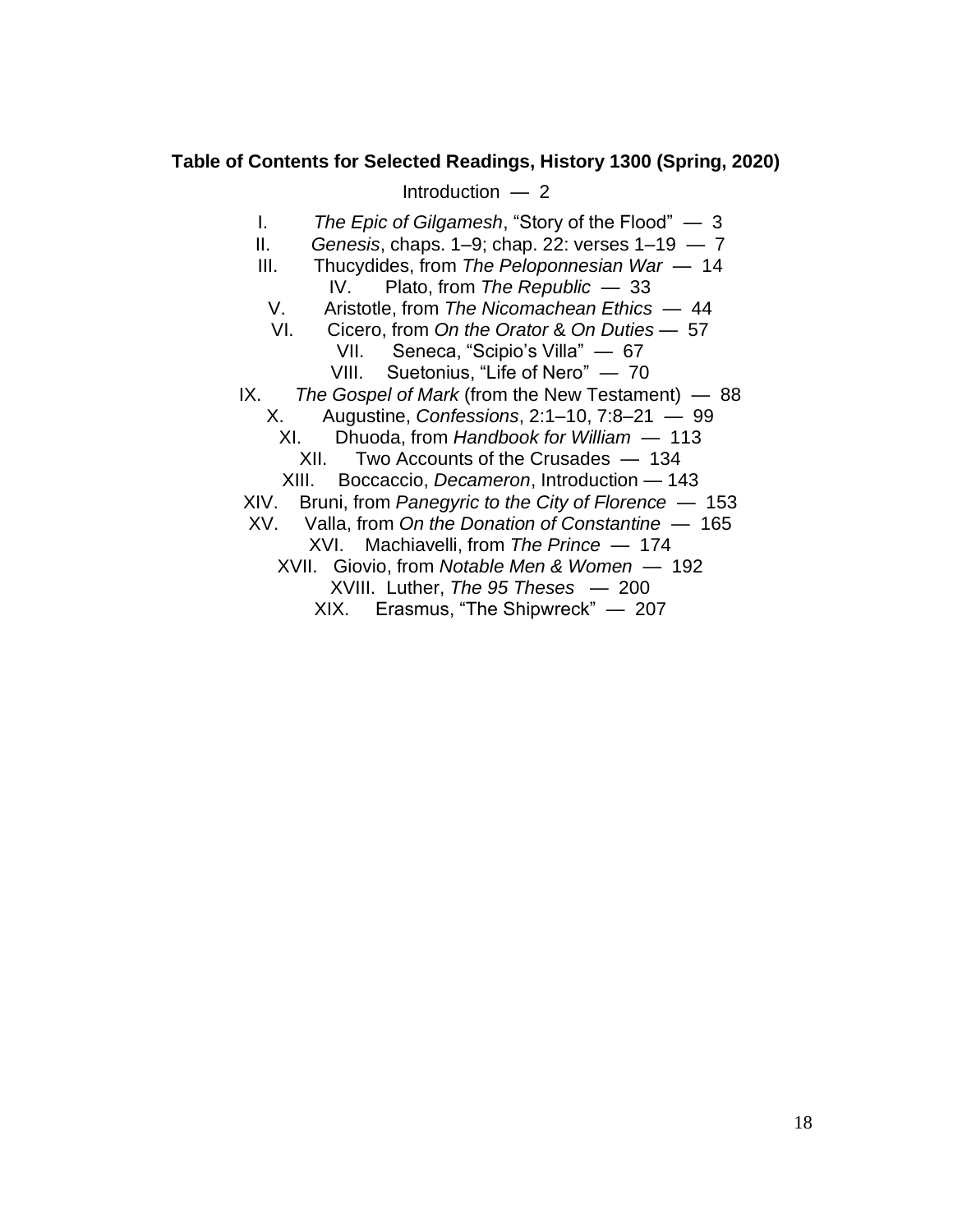**Table of Contents for Selected Readings, History 1300 (Spring, 2020)**

Introduction — 2

I. *The Epic of Gilgamesh*, "Story of the Flood" — 3
II. *Genesis*, chaps. 1–9; chap. 22: verses 1–19 — 7
III. Thucydides, from *The Peloponnesian War* — 14
IV. Plato, from *The Republic* — 33
V. Aristotle, from *The Nicomachean Ethics* — 44
VI. Cicero, from *On the Orator* & *On Duties* — 57
VII. Seneca, "Scipio's Villa" — 67
VIII. Suetonius, "Life of Nero" — 70
IX. *The Gospel of Mark* (from the New Testament) — 88
X. Augustine, *Confessions*, 2:1–10, 7:8–21 — 99
XI. Dhuoda, from *Handbook for William* — 113
XII. Two Accounts of the Crusades — 134
XIII. Boccaccio, *Decameron*, Introduction — 143
XIV. Bruni, from *Panegyric to the City of Florence* — 153
XV. Valla, from *On the Donation of Constantine* — 165
XVI. Machiavelli, from *The Prince* — 174
XVII. Giovio, from *Notable Men & Women* — 192
XVIII. Luther, *The 95 Theses* — 200
XIX. Erasmus, "The Shipwreck" — 207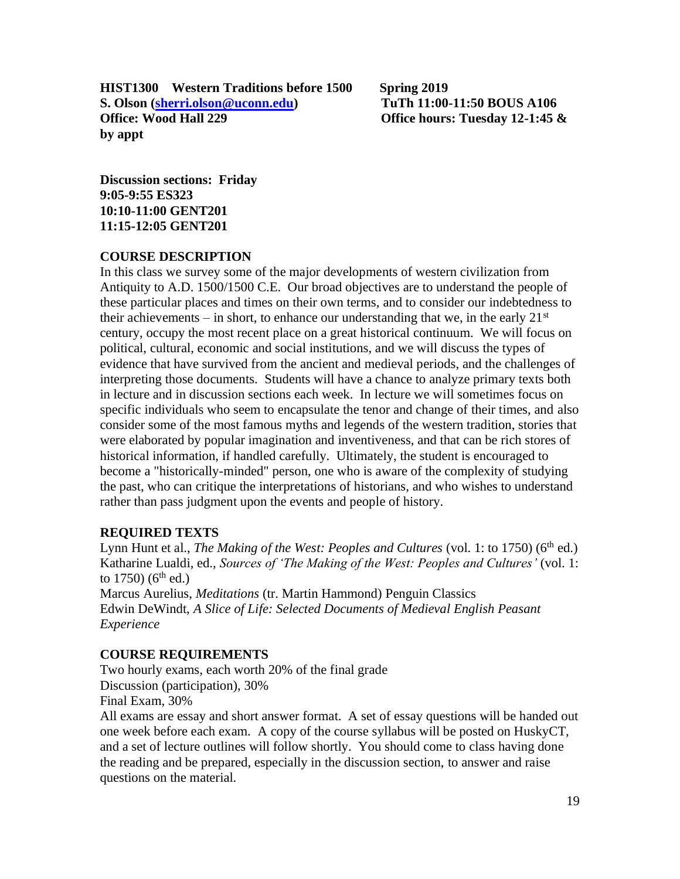**HIST1300 Western Traditions before 1500 Spring 2019**
**S. Olson ([sherri.olson@uconn.edu](mailto:sherri.olson@uconn.edu)) TuTh 11:00-11:50 BOUS A106**
**Office: Wood Hall 229 Office hours: Tuesday 12-1:45 & by appt**

**Discussion sections: Friday**
**9:05-9:55 ES323**
**10:10-11:00 GENT201**
**11:15-12:05 GENT201**

## COURSE DESCRIPTION

In this class we survey some of the major developments of western civilization from Antiquity to A.D. 1500/1500 C.E. Our broad objectives are to understand the people of these particular places and times on their own terms, and to consider our indebtedness to their achievements – in short, to enhance our understanding that we, in the early 21st century, occupy the most recent place on a great historical continuum. We will focus on political, cultural, economic and social institutions, and we will discuss the types of evidence that have survived from the ancient and medieval periods, and the challenges of interpreting those documents. Students will have a chance to analyze primary texts both in lecture and in discussion sections each week. In lecture we will sometimes focus on specific individuals who seem to encapsulate the tenor and change of their times, and also consider some of the most famous myths and legends of the western tradition, stories that were elaborated by popular imagination and inventiveness, and that can be rich stores of historical information, if handled carefully. Ultimately, the student is encouraged to become a "historically-minded" person, one who is aware of the complexity of studying the past, who can critique the interpretations of historians, and who wishes to understand rather than pass judgment upon the events and people of history.

## REQUIRED TEXTS

Lynn Hunt et al., *The Making of the West: Peoples and Cultures* (vol. 1: to 1750) (6th ed.)
Katharine Lualdi, ed., *Sources of 'The Making of the West: Peoples and Cultures'* (vol. 1: to 1750) (6th ed.)
Marcus Aurelius, *Meditations* (tr. Martin Hammond) Penguin Classics
Edwin DeWindt, *A Slice of Life: Selected Documents of Medieval English Peasant Experience*

## COURSE REQUIREMENTS

Two hourly exams, each worth 20% of the final grade
Discussion (participation), 30%
Final Exam, 30%
All exams are essay and short answer format. A set of essay questions will be handed out one week before each exam. A copy of the course syllabus will be posted on HuskyCT, and a set of lecture outlines will follow shortly. You should come to class having done the reading and be prepared, especially in the discussion section, to answer and raise questions on the material.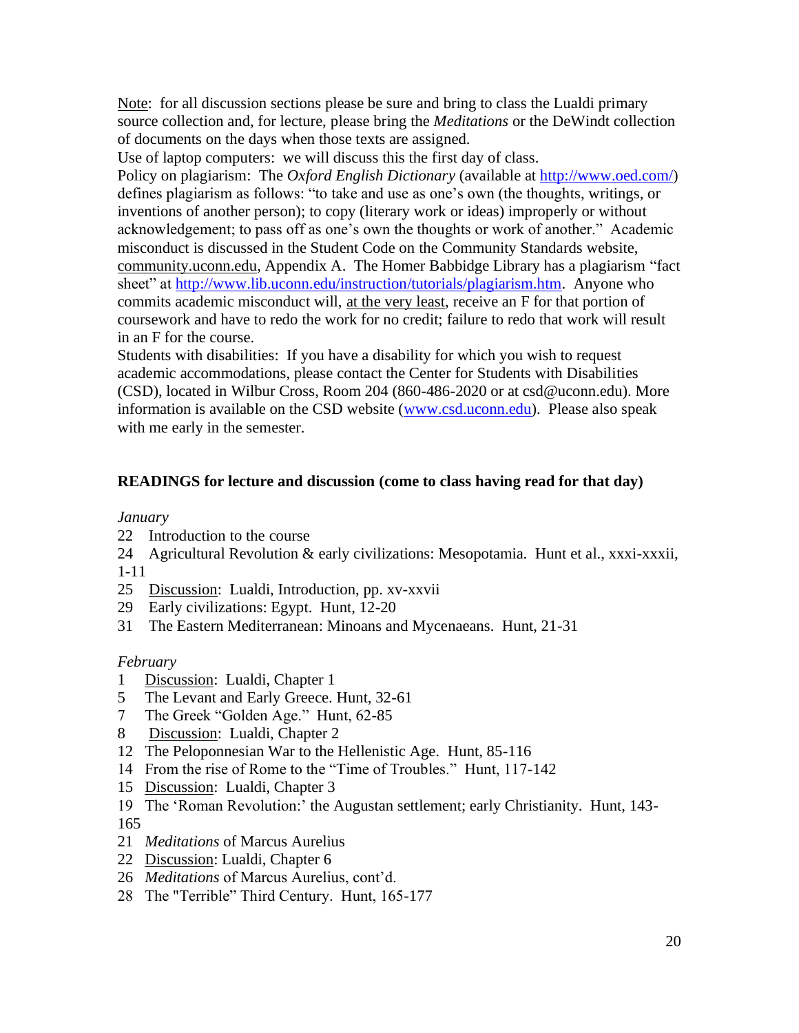Note: for all discussion sections please be sure and bring to class the Lualdi primary source collection and, for lecture, please bring the *Meditations* or the DeWindt collection of documents on the days when those texts are assigned.

Use of laptop computers: we will discuss this the first day of class.

Policy on plagiarism: The *Oxford English Dictionary* (available at http://www.oed.com/) defines plagiarism as follows: "to take and use as one's own (the thoughts, writings, or inventions of another person); to copy (literary work or ideas) improperly or without acknowledgement; to pass off as one's own the thoughts or work of another." Academic misconduct is discussed in the Student Code on the Community Standards website, community.uconn.edu, Appendix A. The Homer Babbidge Library has a plagiarism "fact sheet" at http://www.lib.uconn.edu/instruction/tutorials/plagiarism.htm. Anyone who commits academic misconduct will, at the very least, receive an F for that portion of coursework and have to redo the work for no credit; failure to redo that work will result in an F for the course.

Students with disabilities: If you have a disability for which you wish to request academic accommodations, please contact the Center for Students with Disabilities (CSD), located in Wilbur Cross, Room 204 (860-486-2020 or at csd@uconn.edu). More information is available on the CSD website (www.csd.uconn.edu). Please also speak with me early in the semester.

**READINGS for lecture and discussion (come to class having read for that day)**

*January*

22 Introduction to the course

24 Agricultural Revolution & early civilizations: Mesopotamia. Hunt et al., xxxi-xxxii, 1-11

25 Discussion: Lualdi, Introduction, pp. xv-xxvii

29 Early civilizations: Egypt. Hunt, 12-20

31 The Eastern Mediterranean: Minoans and Mycenaeans. Hunt, 21-31

*February*

1 Discussion: Lualdi, Chapter 1

5 The Levant and Early Greece. Hunt, 32-61

7 The Greek "Golden Age." Hunt, 62-85

8 Discussion: Lualdi, Chapter 2

12 The Peloponnesian War to the Hellenistic Age. Hunt, 85-116

14 From the rise of Rome to the "Time of Troubles." Hunt, 117-142

15 Discussion: Lualdi, Chapter 3

19 The 'Roman Revolution:' the Augustan settlement; early Christianity. Hunt, 143-165

21 *Meditations* of Marcus Aurelius

22 Discussion: Lualdi, Chapter 6

26 *Meditations* of Marcus Aurelius, cont'd.

28 The "Terrible" Third Century. Hunt, 165-177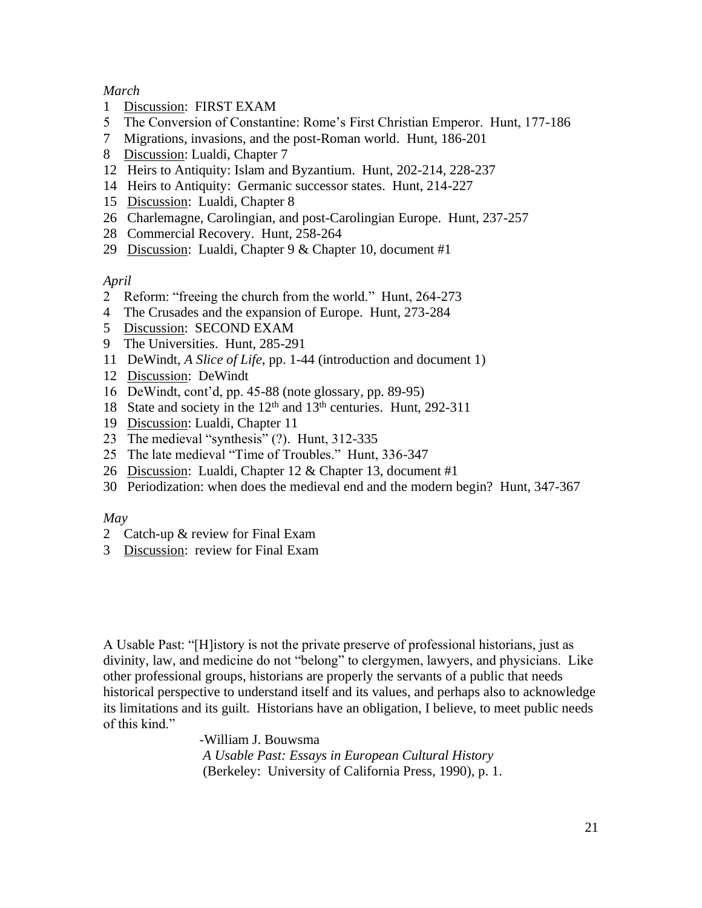*March*

1 <u>Discussion</u>: FIRST EXAM
5 The Conversion of Constantine: Rome's First Christian Emperor. Hunt, 177-186
7 Migrations, invasions, and the post-Roman world. Hunt, 186-201
8 <u>Discussion</u>: Lualdi, Chapter 7
12 Heirs to Antiquity: Islam and Byzantium. Hunt, 202-214, 228-237
14 Heirs to Antiquity: Germanic successor states. Hunt, 214-227
15 <u>Discussion</u>: Lualdi, Chapter 8
26 Charlemagne, Carolingian, and post-Carolingian Europe. Hunt, 237-257
28 Commercial Recovery. Hunt, 258-264
29 <u>Discussion</u>: Lualdi, Chapter 9 & Chapter 10, document #1

*April*

2 Reform: "freeing the church from the world." Hunt, 264-273
4 The Crusades and the expansion of Europe. Hunt, 273-284
5 <u>Discussion</u>: SECOND EXAM
9 The Universities. Hunt, 285-291
11 DeWindt, *A Slice of Life*, pp. 1-44 (introduction and document 1)
12 <u>Discussion</u>: DeWindt
16 DeWindt, cont'd, pp. 45-88 (note glossary, pp. 89-95)
18 State and society in the 12th and 13th centuries. Hunt, 292-311
19 <u>Discussion</u>: Lualdi, Chapter 11
23 The medieval "synthesis" (?). Hunt, 312-335
25 The late medieval "Time of Troubles." Hunt, 336-347
26 <u>Discussion</u>: Lualdi, Chapter 12 & Chapter 13, document #1
30 Periodization: when does the medieval end and the modern begin? Hunt, 347-367

*May*

2 Catch-up & review for Final Exam
3 <u>Discussion</u>: review for Final Exam

A Usable Past: "[H]istory is not the private preserve of professional historians, just as divinity, law, and medicine do not "belong" to clergymen, lawyers, and physicians. Like other professional groups, historians are properly the servants of a public that needs historical perspective to understand itself and its values, and perhaps also to acknowledge its limitations and its guilt. Historians have an obligation, I believe, to meet public needs of this kind."

-William J. Bouwsma
*A Usable Past: Essays in European Cultural History*
(Berkeley: University of California Press, 1990), p. 1.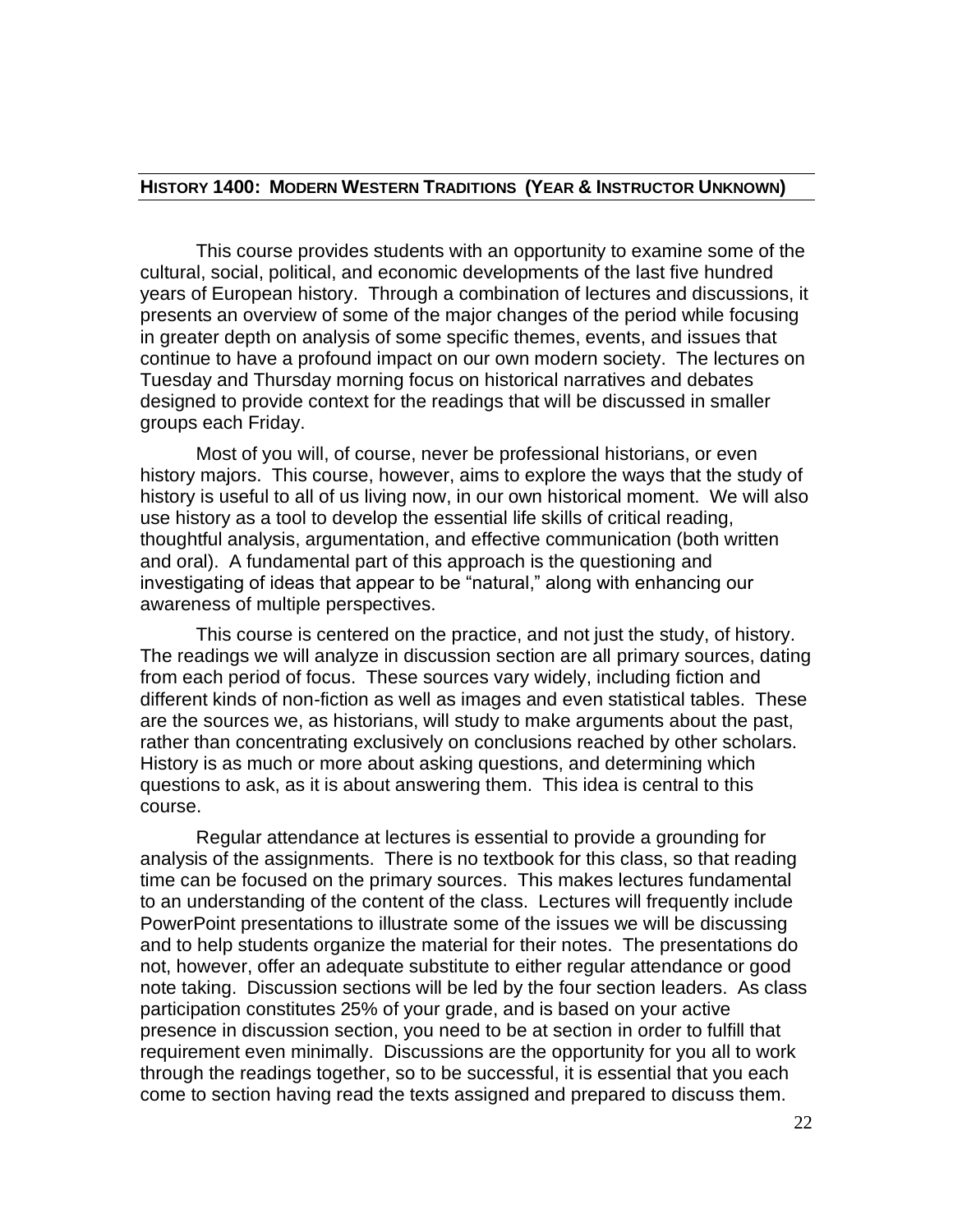## **HISTORY 1400: MODERN WESTERN TRADITIONS (YEAR & INSTRUCTOR UNKNOWN)**

This course provides students with an opportunity to examine some of the cultural, social, political, and economic developments of the last five hundred years of European history. Through a combination of lectures and discussions, it presents an overview of some of the major changes of the period while focusing in greater depth on analysis of some specific themes, events, and issues that continue to have a profound impact on our own modern society. The lectures on Tuesday and Thursday morning focus on historical narratives and debates designed to provide context for the readings that will be discussed in smaller groups each Friday.

Most of you will, of course, never be professional historians, or even history majors. This course, however, aims to explore the ways that the study of history is useful to all of us living now, in our own historical moment. We will also use history as a tool to develop the essential life skills of critical reading, thoughtful analysis, argumentation, and effective communication (both written and oral). A fundamental part of this approach is the questioning and investigating of ideas that appear to be "natural," along with enhancing our awareness of multiple perspectives.

This course is centered on the practice, and not just the study, of history. The readings we will analyze in discussion section are all primary sources, dating from each period of focus. These sources vary widely, including fiction and different kinds of non-fiction as well as images and even statistical tables. These are the sources we, as historians, will study to make arguments about the past, rather than concentrating exclusively on conclusions reached by other scholars. History is as much or more about asking questions, and determining which questions to ask, as it is about answering them. This idea is central to this course.

Regular attendance at lectures is essential to provide a grounding for analysis of the assignments. There is no textbook for this class, so that reading time can be focused on the primary sources. This makes lectures fundamental to an understanding of the content of the class. Lectures will frequently include PowerPoint presentations to illustrate some of the issues we will be discussing and to help students organize the material for their notes. The presentations do not, however, offer an adequate substitute to either regular attendance or good note taking. Discussion sections will be led by the four section leaders. As class participation constitutes 25% of your grade, and is based on your active presence in discussion section, you need to be at section in order to fulfill that requirement even minimally. Discussions are the opportunity for you all to work through the readings together, so to be successful, it is essential that you each come to section having read the texts assigned and prepared to discuss them.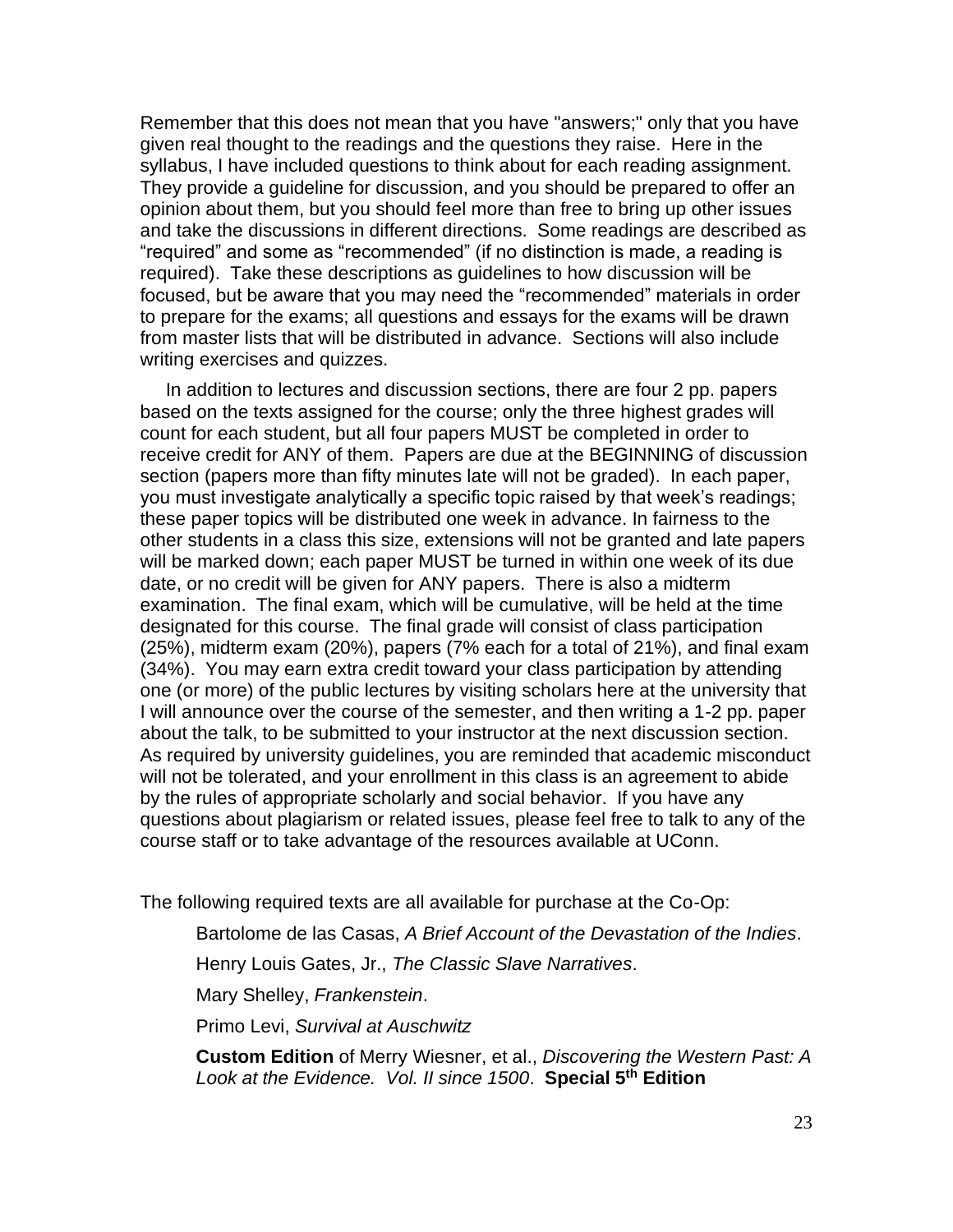Remember that this does not mean that you have "answers;" only that you have given real thought to the readings and the questions they raise. Here in the syllabus, I have included questions to think about for each reading assignment. They provide a guideline for discussion, and you should be prepared to offer an opinion about them, but you should feel more than free to bring up other issues and take the discussions in different directions. Some readings are described as “required” and some as “recommended” (if no distinction is made, a reading is required). Take these descriptions as guidelines to how discussion will be focused, but be aware that you may need the “recommended” materials in order to prepare for the exams; all questions and essays for the exams will be drawn from master lists that will be distributed in advance. Sections will also include writing exercises and quizzes.

In addition to lectures and discussion sections, there are four 2 pp. papers based on the texts assigned for the course; only the three highest grades will count for each student, but all four papers MUST be completed in order to receive credit for ANY of them. Papers are due at the BEGINNING of discussion section (papers more than fifty minutes late will not be graded). In each paper, you must investigate analytically a specific topic raised by that week’s readings; these paper topics will be distributed one week in advance. In fairness to the other students in a class this size, extensions will not be granted and late papers will be marked down; each paper MUST be turned in within one week of its due date, or no credit will be given for ANY papers. There is also a midterm examination. The final exam, which will be cumulative, will be held at the time designated for this course. The final grade will consist of class participation (25%), midterm exam (20%), papers (7% each for a total of 21%), and final exam (34%). You may earn extra credit toward your class participation by attending one (or more) of the public lectures by visiting scholars here at the university that I will announce over the course of the semester, and then writing a 1-2 pp. paper about the talk, to be submitted to your instructor at the next discussion section. As required by university guidelines, you are reminded that academic misconduct will not be tolerated, and your enrollment in this class is an agreement to abide by the rules of appropriate scholarly and social behavior. If you have any questions about plagiarism or related issues, please feel free to talk to any of the course staff or to take advantage of the resources available at UConn.

The following required texts are all available for purchase at the Co-Op:

Bartolome de las Casas, *A Brief Account of the Devastation of the Indies*.

Henry Louis Gates, Jr., *The Classic Slave Narratives*.

Mary Shelley, *Frankenstein*.

Primo Levi, *Survival at Auschwitz*

**Custom Edition** of Merry Wiesner, et al., *Discovering the Western Past: A Look at the Evidence. Vol. II since 1500*. **Special 5th Edition**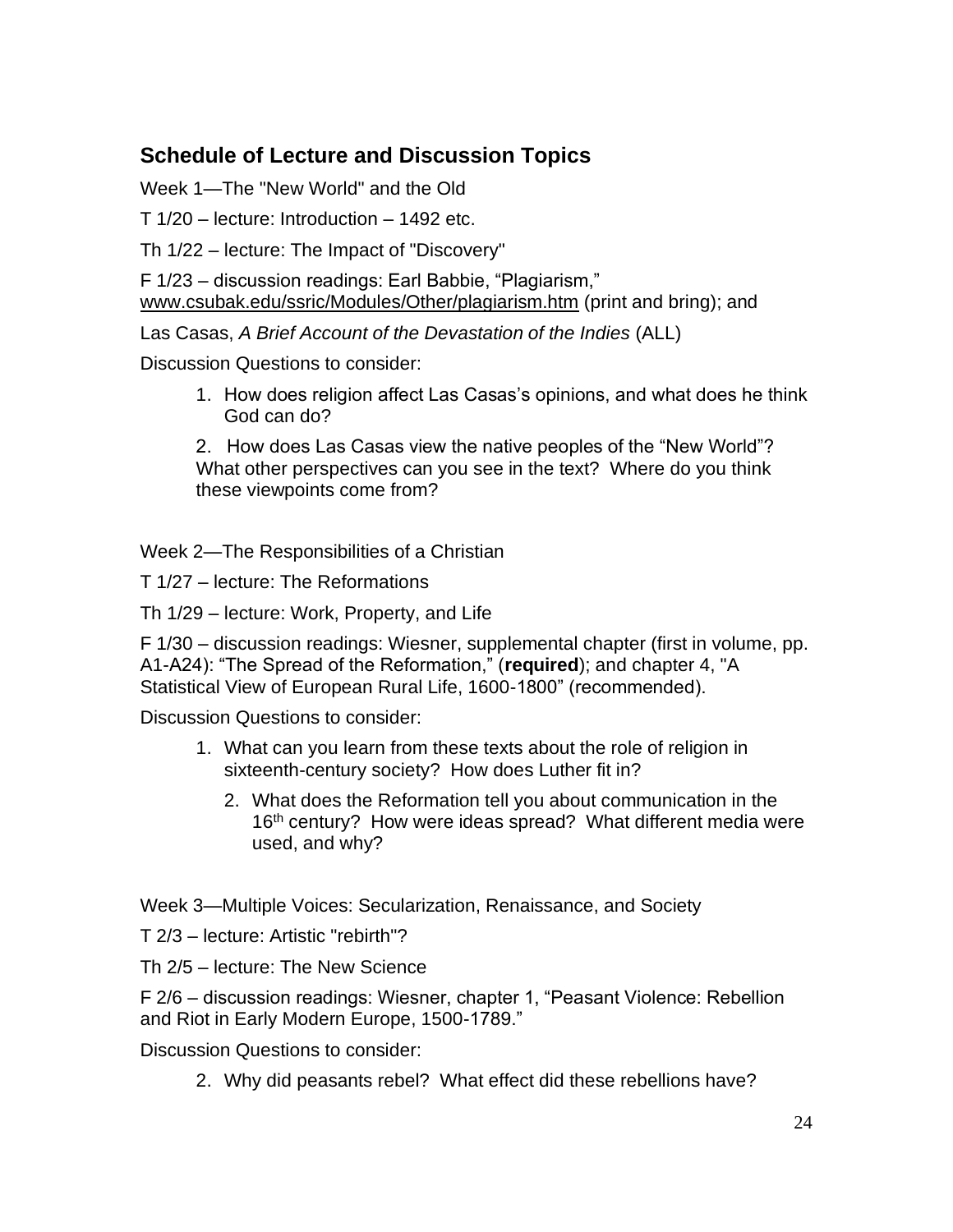## Schedule of Lecture and Discussion Topics

Week 1—The "New World" and the Old

T 1/20 – lecture: Introduction – 1492 etc.

Th 1/22 – lecture: The Impact of "Discovery"

F 1/23 – discussion readings: Earl Babbie, "Plagiarism," www.csubak.edu/ssric/Modules/Other/plagiarism.htm (print and bring); and

Las Casas, *A Brief Account of the Devastation of the Indies* (ALL)

Discussion Questions to consider:

1. How does religion affect Las Casas's opinions, and what does he think God can do?
2. How does Las Casas view the native peoples of the "New World"? What other perspectives can you see in the text? Where do you think these viewpoints come from?

Week 2—The Responsibilities of a Christian

T 1/27 – lecture: The Reformations

Th 1/29 – lecture: Work, Property, and Life

F 1/30 – discussion readings: Wiesner, supplemental chapter (first in volume, pp. A1-A24): "The Spread of the Reformation," (**required**); and chapter 4, "A Statistical View of European Rural Life, 1600-1800" (recommended).

Discussion Questions to consider:

1. What can you learn from these texts about the role of religion in sixteenth-century society? How does Luther fit in?
2. What does the Reformation tell you about communication in the 16th century? How were ideas spread? What different media were used, and why?

Week 3—Multiple Voices: Secularization, Renaissance, and Society

T 2/3 – lecture: Artistic "rebirth"?

Th 2/5 – lecture: The New Science

F 2/6 – discussion readings: Wiesner, chapter 1, "Peasant Violence: Rebellion and Riot in Early Modern Europe, 1500-1789."

Discussion Questions to consider:

2. Why did peasants rebel? What effect did these rebellions have?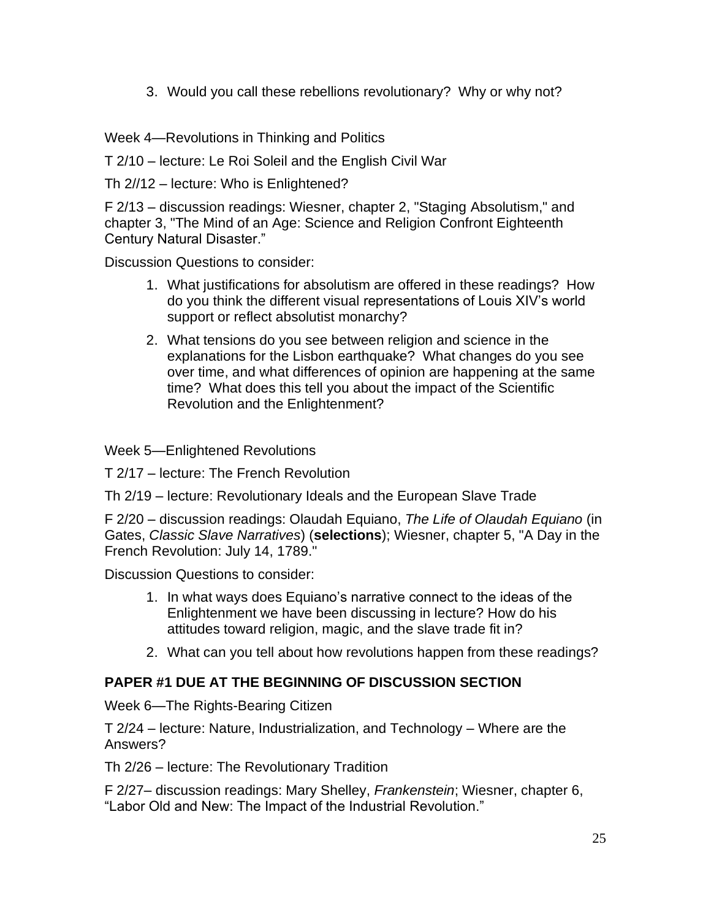3. Would you call these rebellions revolutionary? Why or why not?

Week 4—Revolutions in Thinking and Politics

T 2/10 – lecture: Le Roi Soleil and the English Civil War

Th 2//12 – lecture: Who is Enlightened?

F 2/13 – discussion readings: Wiesner, chapter 2, "Staging Absolutism," and chapter 3, "The Mind of an Age: Science and Religion Confront Eighteenth Century Natural Disaster."

Discussion Questions to consider:

1. What justifications for absolutism are offered in these readings? How do you think the different visual representations of Louis XIV's world support or reflect absolutist monarchy?
2. What tensions do you see between religion and science in the explanations for the Lisbon earthquake? What changes do you see over time, and what differences of opinion are happening at the same time? What does this tell you about the impact of the Scientific Revolution and the Enlightenment?

Week 5—Enlightened Revolutions

T 2/17 – lecture: The French Revolution

Th 2/19 – lecture: Revolutionary Ideals and the European Slave Trade

F 2/20 – discussion readings: Olaudah Equiano, *The Life of Olaudah Equiano* (in Gates, *Classic Slave Narratives*) (**selections**); Wiesner, chapter 5, "A Day in the French Revolution: July 14, 1789."

Discussion Questions to consider:

1. In what ways does Equiano's narrative connect to the ideas of the Enlightenment we have been discussing in lecture? How do his attitudes toward religion, magic, and the slave trade fit in?
2. What can you tell about how revolutions happen from these readings?

**PAPER #1 DUE AT THE BEGINNING OF DISCUSSION SECTION**

Week 6—The Rights-Bearing Citizen

T 2/24 – lecture: Nature, Industrialization, and Technology – Where are the Answers?

Th 2/26 – lecture: The Revolutionary Tradition

F 2/27– discussion readings: Mary Shelley, *Frankenstein*; Wiesner, chapter 6, "Labor Old and New: The Impact of the Industrial Revolution."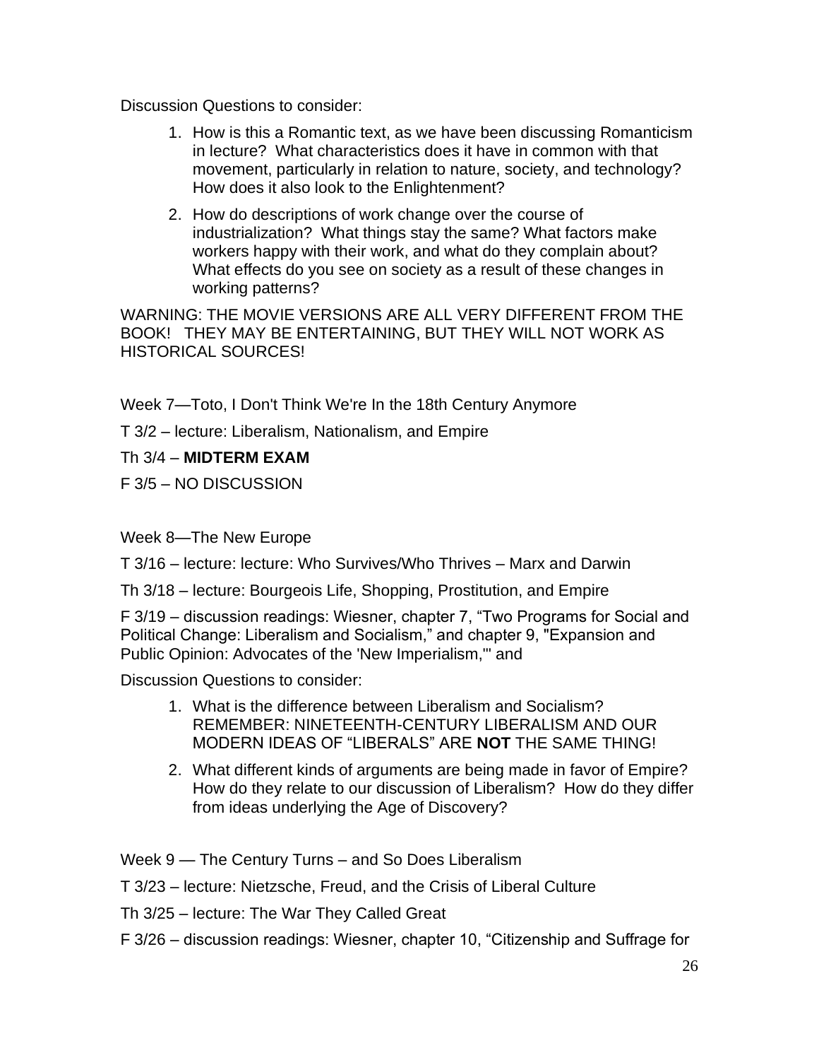Discussion Questions to consider:

1. How is this a Romantic text, as we have been discussing Romanticism in lecture? What characteristics does it have in common with that movement, particularly in relation to nature, society, and technology? How does it also look to the Enlightenment?
2. How do descriptions of work change over the course of industrialization? What things stay the same? What factors make workers happy with their work, and what do they complain about? What effects do you see on society as a result of these changes in working patterns?

WARNING: THE MOVIE VERSIONS ARE ALL VERY DIFFERENT FROM THE BOOK! THEY MAY BE ENTERTAINING, BUT THEY WILL NOT WORK AS HISTORICAL SOURCES!

Week 7—Toto, I Don't Think We're In the 18th Century Anymore

T 3/2 – lecture: Liberalism, Nationalism, and Empire

Th 3/4 – **MIDTERM EXAM**

F 3/5 – NO DISCUSSION

Week 8—The New Europe

T 3/16 – lecture: lecture: Who Survives/Who Thrives – Marx and Darwin

Th 3/18 – lecture: Bourgeois Life, Shopping, Prostitution, and Empire

F 3/19 – discussion readings: Wiesner, chapter 7, "Two Programs for Social and Political Change: Liberalism and Socialism," and chapter 9, "Expansion and Public Opinion: Advocates of the 'New Imperialism,'" and

Discussion Questions to consider:

1. What is the difference between Liberalism and Socialism? REMEMBER: NINETEENTH-CENTURY LIBERALISM AND OUR MODERN IDEAS OF "LIBERALS" ARE **NOT** THE SAME THING!
2. What different kinds of arguments are being made in favor of Empire? How do they relate to our discussion of Liberalism? How do they differ from ideas underlying the Age of Discovery?

Week 9 — The Century Turns – and So Does Liberalism

T 3/23 – lecture: Nietzsche, Freud, and the Crisis of Liberal Culture

Th 3/25 – lecture: The War They Called Great

F 3/26 – discussion readings: Wiesner, chapter 10, "Citizenship and Suffrage for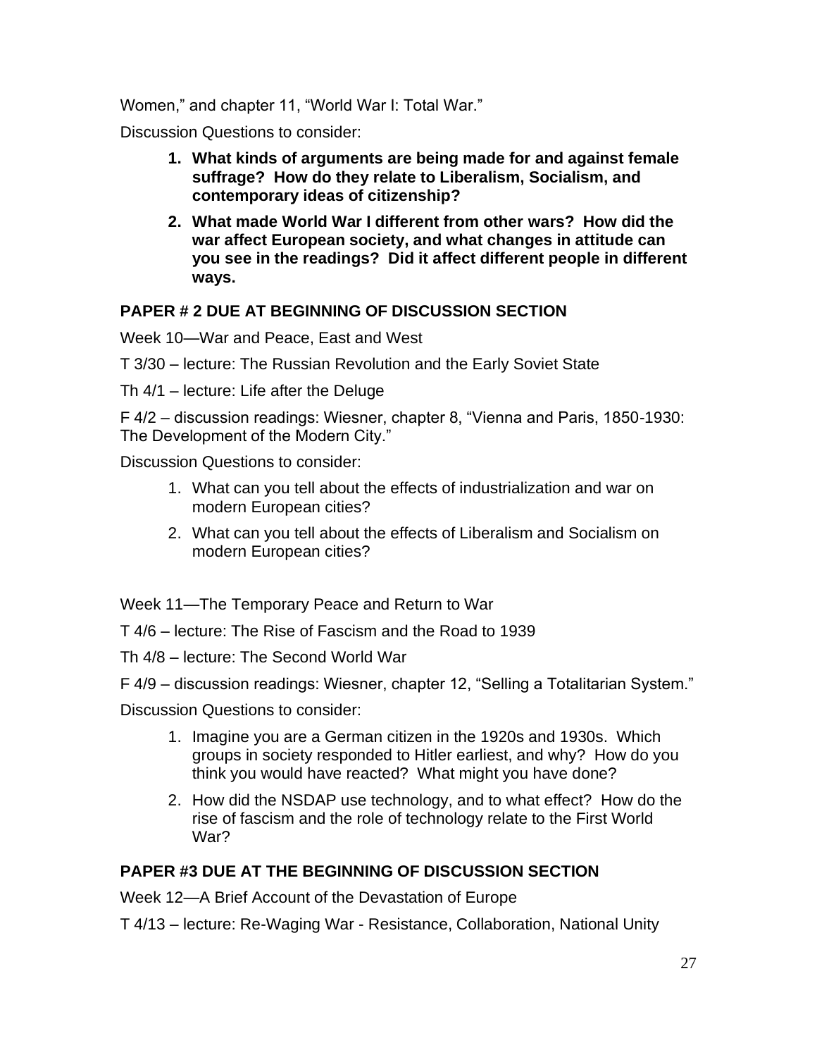Women," and chapter 11, "World War I: Total War."

Discussion Questions to consider:

1. **What kinds of arguments are being made for and against female suffrage? How do they relate to Liberalism, Socialism, and contemporary ideas of citizenship?**
2. **What made World War I different from other wars? How did the war affect European society, and what changes in attitude can you see in the readings? Did it affect different people in different ways.**

**PAPER # 2 DUE AT BEGINNING OF DISCUSSION SECTION**

Week 10—War and Peace, East and West

T 3/30 – lecture: The Russian Revolution and the Early Soviet State

Th 4/1 – lecture: Life after the Deluge

F 4/2 – discussion readings: Wiesner, chapter 8, "Vienna and Paris, 1850-1930: The Development of the Modern City."

Discussion Questions to consider:

1. What can you tell about the effects of industrialization and war on modern European cities?
2. What can you tell about the effects of Liberalism and Socialism on modern European cities?

Week 11—The Temporary Peace and Return to War

T 4/6 – lecture: The Rise of Fascism and the Road to 1939

Th 4/8 – lecture: The Second World War

F 4/9 – discussion readings: Wiesner, chapter 12, "Selling a Totalitarian System."

Discussion Questions to consider:

1. Imagine you are a German citizen in the 1920s and 1930s. Which groups in society responded to Hitler earliest, and why? How do you think you would have reacted? What might you have done?
2. How did the NSDAP use technology, and to what effect? How do the rise of fascism and the role of technology relate to the First World War?

**PAPER #3 DUE AT THE BEGINNING OF DISCUSSION SECTION**

Week 12—A Brief Account of the Devastation of Europe

T 4/13 – lecture: Re-Waging War - Resistance, Collaboration, National Unity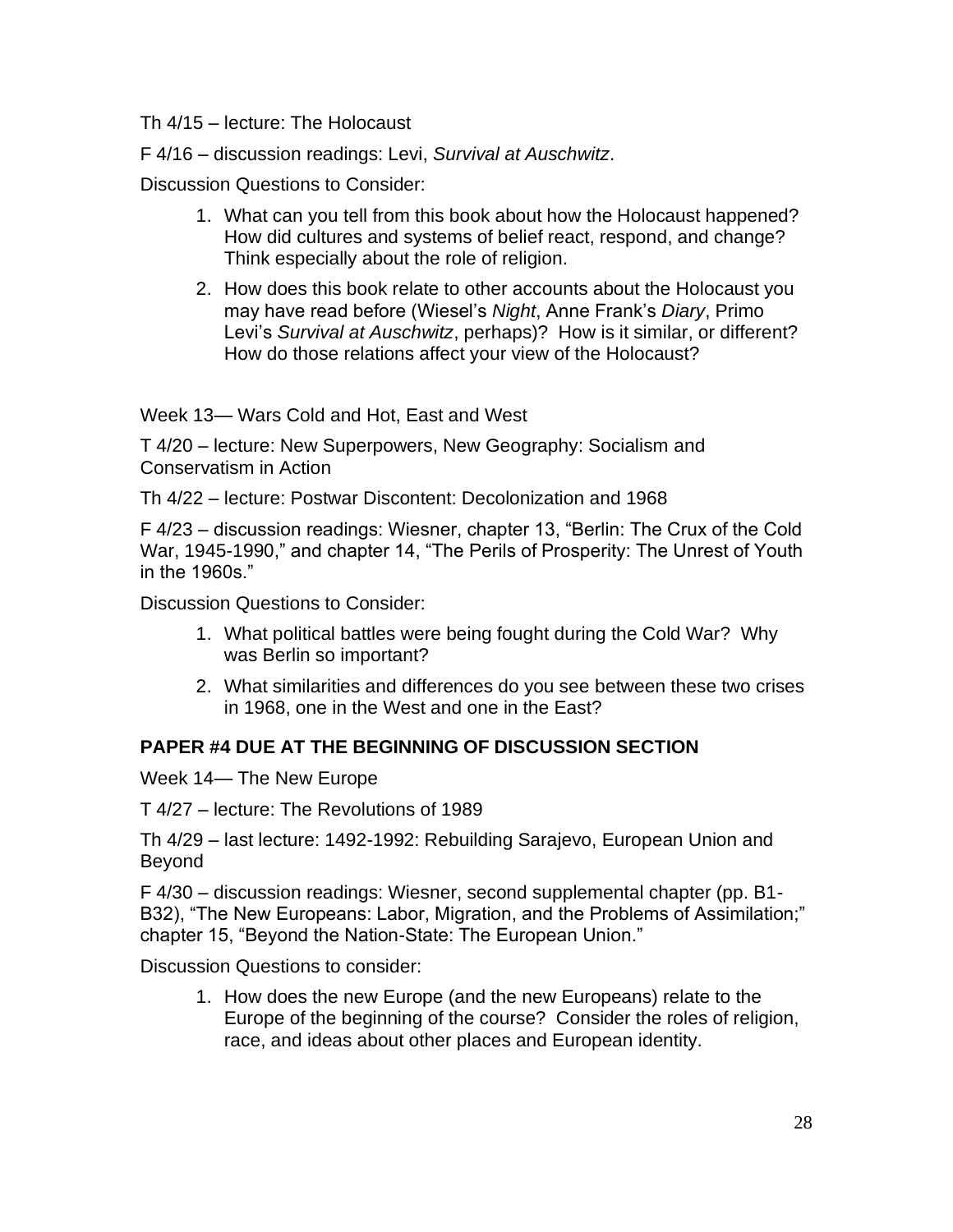Th 4/15 – lecture: The Holocaust

F 4/16 – discussion readings: Levi, *Survival at Auschwitz*.

Discussion Questions to Consider:

1. What can you tell from this book about how the Holocaust happened? How did cultures and systems of belief react, respond, and change? Think especially about the role of religion.
2. How does this book relate to other accounts about the Holocaust you may have read before (Wiesel's *Night*, Anne Frank's *Diary*, Primo Levi's *Survival at Auschwitz*, perhaps)? How is it similar, or different? How do those relations affect your view of the Holocaust?

Week 13— Wars Cold and Hot, East and West

T 4/20 – lecture: New Superpowers, New Geography: Socialism and Conservatism in Action

Th 4/22 – lecture: Postwar Discontent: Decolonization and 1968

F 4/23 – discussion readings: Wiesner, chapter 13, "Berlin: The Crux of the Cold War, 1945-1990," and chapter 14, "The Perils of Prosperity: The Unrest of Youth in the 1960s."

Discussion Questions to Consider:

1. What political battles were being fought during the Cold War? Why was Berlin so important?
2. What similarities and differences do you see between these two crises in 1968, one in the West and one in the East?

**PAPER #4 DUE AT THE BEGINNING OF DISCUSSION SECTION**

Week 14— The New Europe

T 4/27 – lecture: The Revolutions of 1989

Th 4/29 – last lecture: 1492-1992: Rebuilding Sarajevo, European Union and Beyond

F 4/30 – discussion readings: Wiesner, second supplemental chapter (pp. B1-B32), "The New Europeans: Labor, Migration, and the Problems of Assimilation;" chapter 15, "Beyond the Nation-State: The European Union."

Discussion Questions to consider:

1. How does the new Europe (and the new Europeans) relate to the Europe of the beginning of the course? Consider the roles of religion, race, and ideas about other places and European identity.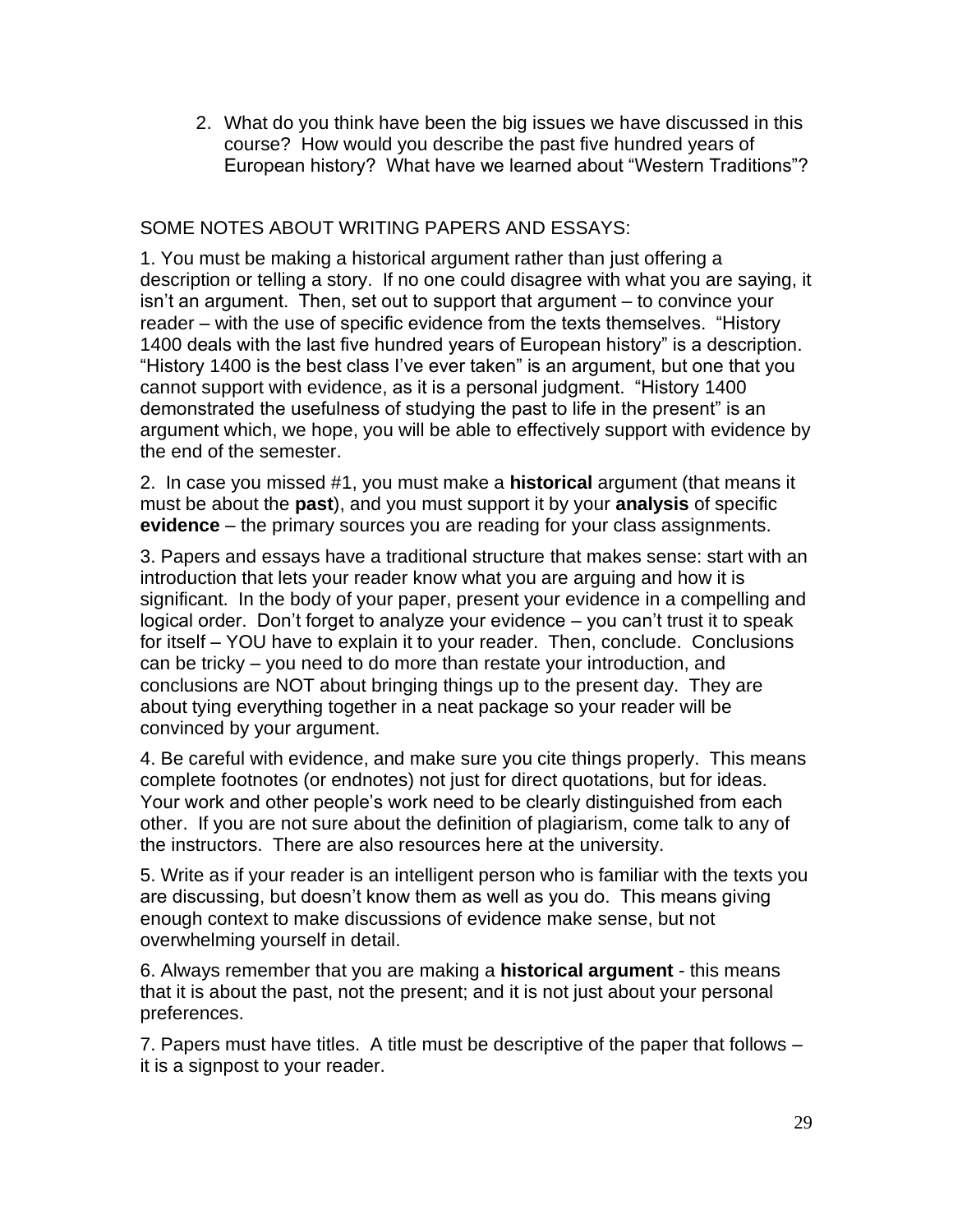2. What do you think have been the big issues we have discussed in this course? How would you describe the past five hundred years of European history? What have we learned about "Western Traditions"?

SOME NOTES ABOUT WRITING PAPERS AND ESSAYS:

1. You must be making a historical argument rather than just offering a description or telling a story. If no one could disagree with what you are saying, it isn't an argument. Then, set out to support that argument – to convince your reader – with the use of specific evidence from the texts themselves. "History 1400 deals with the last five hundred years of European history" is a description. "History 1400 is the best class I've ever taken" is an argument, but one that you cannot support with evidence, as it is a personal judgment. "History 1400 demonstrated the usefulness of studying the past to life in the present" is an argument which, we hope, you will be able to effectively support with evidence by the end of the semester.

2. In case you missed #1, you must make a **historical** argument (that means it must be about the **past**), and you must support it by your **analysis** of specific **evidence** – the primary sources you are reading for your class assignments.

3. Papers and essays have a traditional structure that makes sense: start with an introduction that lets your reader know what you are arguing and how it is significant. In the body of your paper, present your evidence in a compelling and logical order. Don't forget to analyze your evidence – you can't trust it to speak for itself – YOU have to explain it to your reader. Then, conclude. Conclusions can be tricky – you need to do more than restate your introduction, and conclusions are NOT about bringing things up to the present day. They are about tying everything together in a neat package so your reader will be convinced by your argument.

4. Be careful with evidence, and make sure you cite things properly. This means complete footnotes (or endnotes) not just for direct quotations, but for ideas. Your work and other people's work need to be clearly distinguished from each other. If you are not sure about the definition of plagiarism, come talk to any of the instructors. There are also resources here at the university.

5. Write as if your reader is an intelligent person who is familiar with the texts you are discussing, but doesn't know them as well as you do. This means giving enough context to make discussions of evidence make sense, but not overwhelming yourself in detail.

6. Always remember that you are making a **historical argument** - this means that it is about the past, not the present; and it is not just about your personal preferences.

7. Papers must have titles. A title must be descriptive of the paper that follows – it is a signpost to your reader.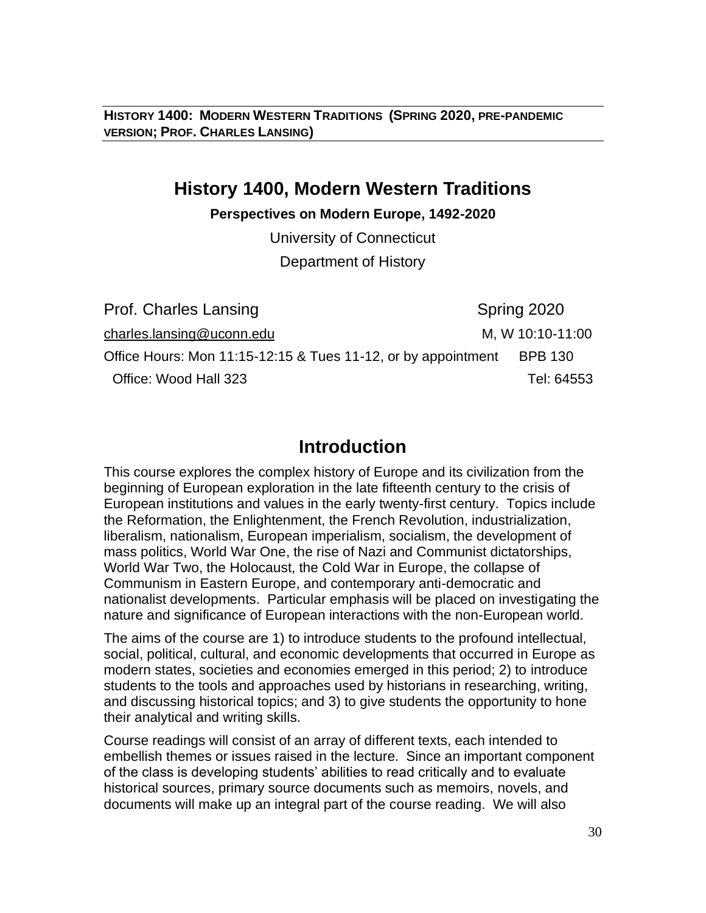**HISTORY 1400: MODERN WESTERN TRADITIONS (SPRING 2020, PRE-PANDEMIC VERSION; PROF. CHARLES LANSING)**

# History 1400, Modern Western Traditions

**Perspectives on Modern Europe, 1492-2020**

University of Connecticut

Department of History

Prof. Charles Lansing — Spring 2020

charles.lansing@uconn.edu — M, W 10:10-11:00

Office Hours: Mon 11:15-12:15 & Tues 11-12, or by appointment — BPB 130

Office: Wood Hall 323 — Tel: 64553

## Introduction

This course explores the complex history of Europe and its civilization from the beginning of European exploration in the late fifteenth century to the crisis of European institutions and values in the early twenty-first century. Topics include the Reformation, the Enlightenment, the French Revolution, industrialization, liberalism, nationalism, European imperialism, socialism, the development of mass politics, World War One, the rise of Nazi and Communist dictatorships, World War Two, the Holocaust, the Cold War in Europe, the collapse of Communism in Eastern Europe, and contemporary anti-democratic and nationalist developments. Particular emphasis will be placed on investigating the nature and significance of European interactions with the non-European world.

The aims of the course are 1) to introduce students to the profound intellectual, social, political, cultural, and economic developments that occurred in Europe as modern states, societies and economies emerged in this period; 2) to introduce students to the tools and approaches used by historians in researching, writing, and discussing historical topics; and 3) to give students the opportunity to hone their analytical and writing skills.

Course readings will consist of an array of different texts, each intended to embellish themes or issues raised in the lecture. Since an important component of the class is developing students' abilities to read critically and to evaluate historical sources, primary source documents such as memoirs, novels, and documents will make up an integral part of the course reading. We will also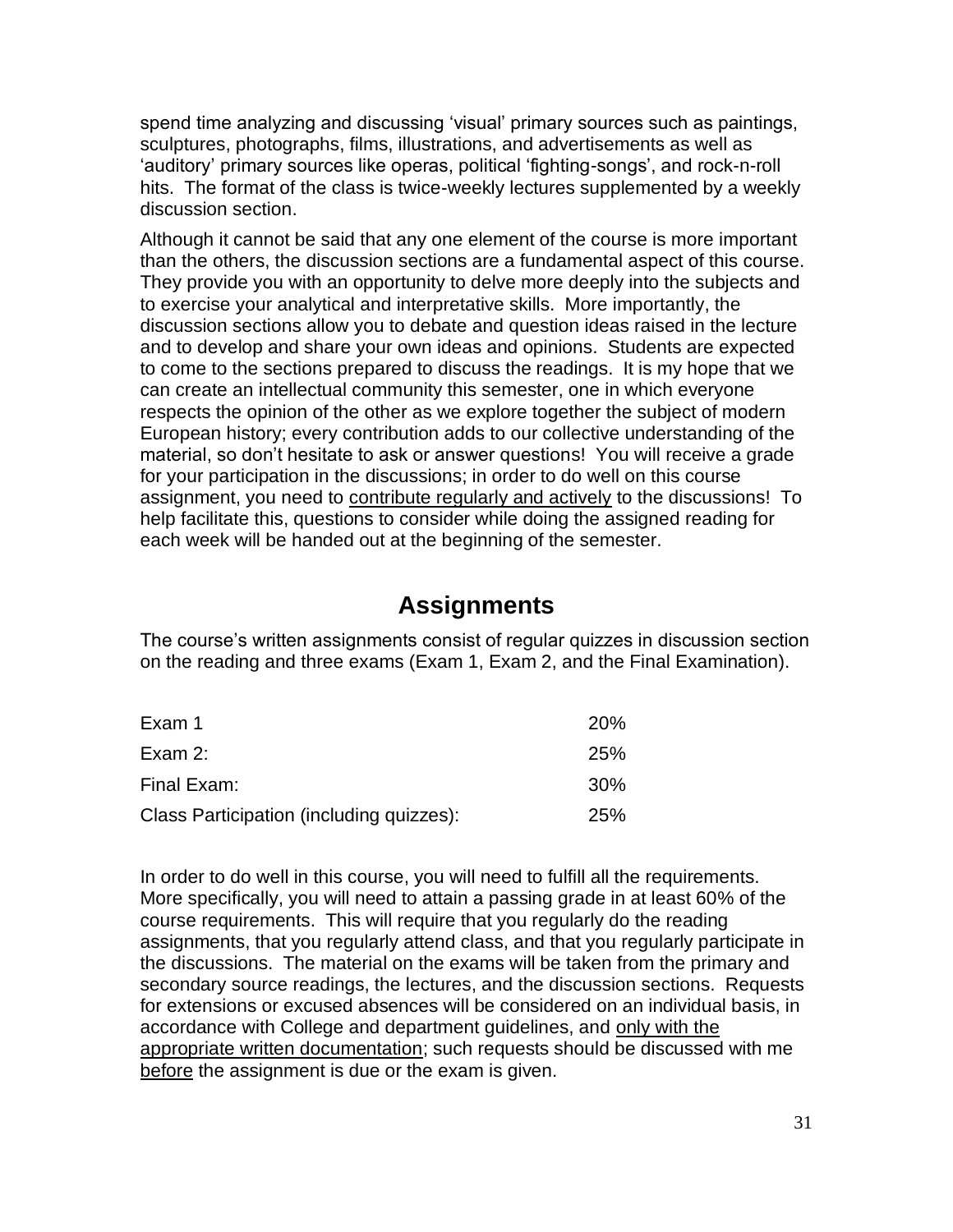spend time analyzing and discussing 'visual' primary sources such as paintings, sculptures, photographs, films, illustrations, and advertisements as well as 'auditory' primary sources like operas, political 'fighting-songs', and rock-n-roll hits. The format of the class is twice-weekly lectures supplemented by a weekly discussion section.

Although it cannot be said that any one element of the course is more important than the others, the discussion sections are a fundamental aspect of this course. They provide you with an opportunity to delve more deeply into the subjects and to exercise your analytical and interpretative skills. More importantly, the discussion sections allow you to debate and question ideas raised in the lecture and to develop and share your own ideas and opinions. Students are expected to come to the sections prepared to discuss the readings. It is my hope that we can create an intellectual community this semester, one in which everyone respects the opinion of the other as we explore together the subject of modern European history; every contribution adds to our collective understanding of the material, so don't hesitate to ask or answer questions! You will receive a grade for your participation in the discussions; in order to do well on this course assignment, you need to <u>contribute regularly and actively</u> to the discussions! To help facilitate this, questions to consider while doing the assigned reading for each week will be handed out at the beginning of the semester.

## Assignments

The course's written assignments consist of regular quizzes in discussion section on the reading and three exams (Exam 1, Exam 2, and the Final Examination).

| | |
|---|---|
| Exam 1 | 20% |
| Exam 2: | 25% |
| Final Exam: | 30% |
| Class Participation (including quizzes): | 25% |

In order to do well in this course, you will need to fulfill all the requirements. More specifically, you will need to attain a passing grade in at least 60% of the course requirements. This will require that you regularly do the reading assignments, that you regularly attend class, and that you regularly participate in the discussions. The material on the exams will be taken from the primary and secondary source readings, the lectures, and the discussion sections. Requests for extensions or excused absences will be considered on an individual basis, in accordance with College and department guidelines, and <u>only with the appropriate written documentation</u>; such requests should be discussed with me <u>before</u> the assignment is due or the exam is given.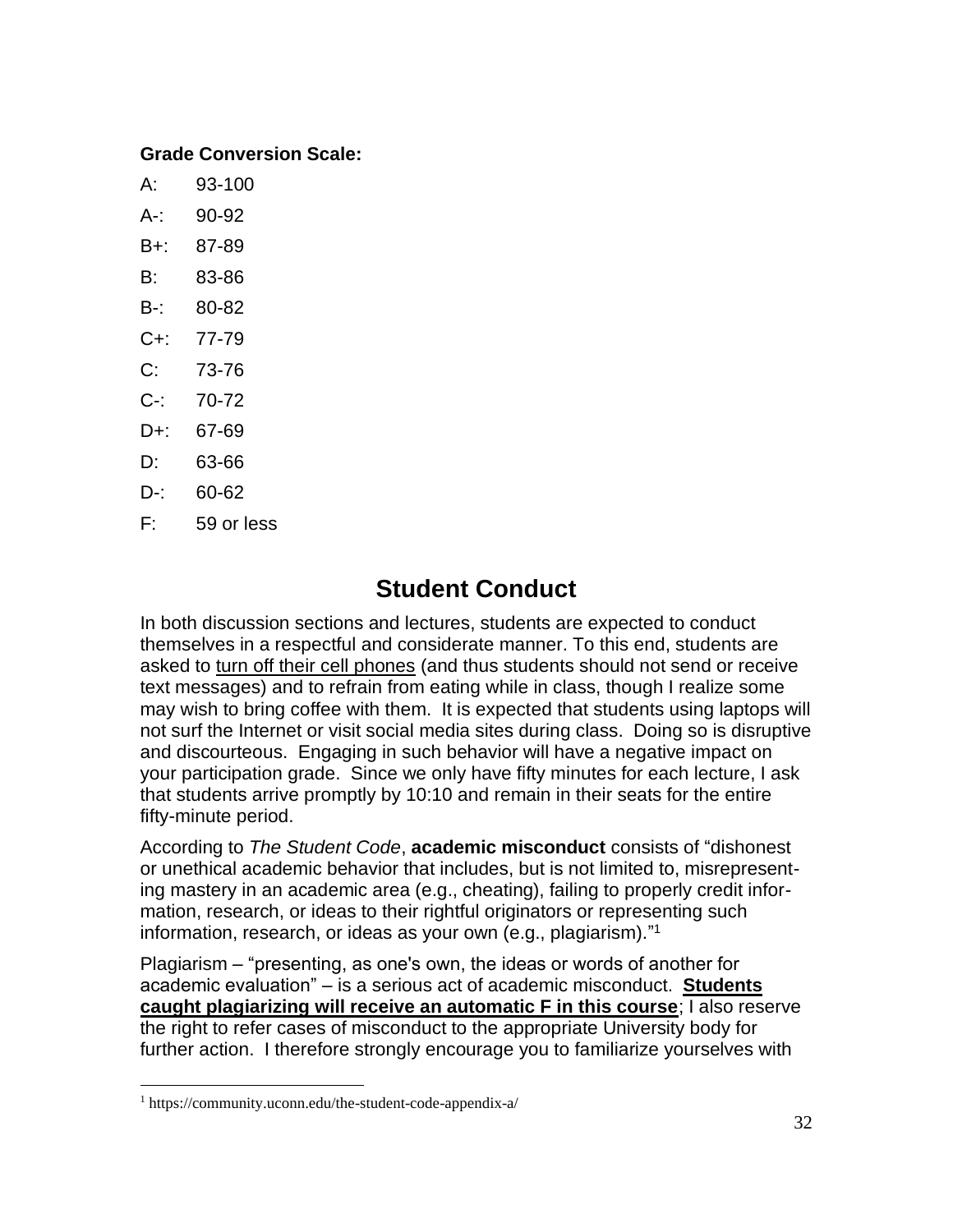**Grade Conversion Scale:**

A: 93-100

A-: 90-92

B+: 87-89

B: 83-86

B-: 80-82

C+: 77-79

C: 73-76

C-: 70-72

D+: 67-69

D: 63-66

D-: 60-62

F: 59 or less

## Student Conduct

In both discussion sections and lectures, students are expected to conduct themselves in a respectful and considerate manner. To this end, students are asked to turn off their cell phones (and thus students should not send or receive text messages) and to refrain from eating while in class, though I realize some may wish to bring coffee with them. It is expected that students using laptops will not surf the Internet or visit social media sites during class. Doing so is disruptive and discourteous. Engaging in such behavior will have a negative impact on your participation grade. Since we only have fifty minutes for each lecture, I ask that students arrive promptly by 10:10 and remain in their seats for the entire fifty-minute period.

According to *The Student Code*, **academic misconduct** consists of "dishonest or unethical academic behavior that includes, but is not limited to, misrepresenting mastery in an academic area (e.g., cheating), failing to properly credit information, research, or ideas to their rightful originators or representing such information, research, or ideas as your own (e.g., plagiarism)."[1]

Plagiarism – "presenting, as one's own, the ideas or words of another for academic evaluation" – is a serious act of academic misconduct. **Students caught plagiarizing will receive an automatic F in this course**; I also reserve the right to refer cases of misconduct to the appropriate University body for further action. I therefore strongly encourage you to familiarize yourselves with

[1] https://community.uconn.edu/the-student-code-appendix-a/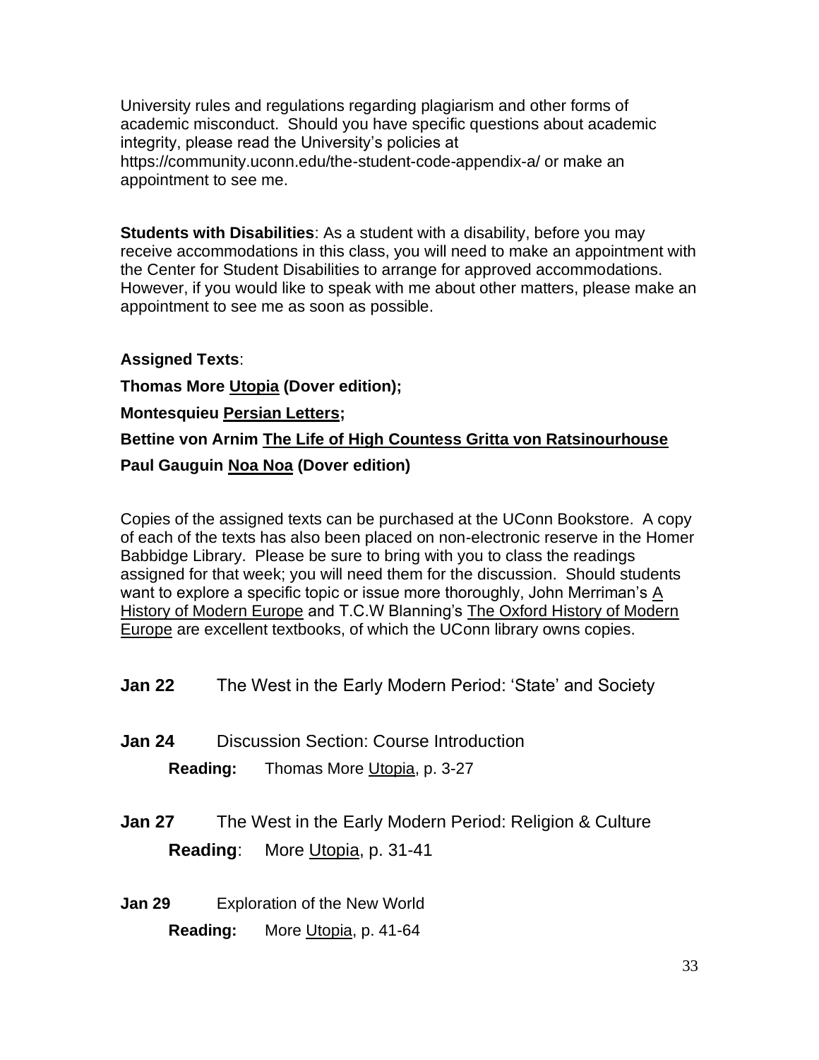University rules and regulations regarding plagiarism and other forms of academic misconduct. Should you have specific questions about academic integrity, please read the University's policies at https://community.uconn.edu/the-student-code-appendix-a/ or make an appointment to see me.

**Students with Disabilities**: As a student with a disability, before you may receive accommodations in this class, you will need to make an appointment with the Center for Student Disabilities to arrange for approved accommodations. However, if you would like to speak with me about other matters, please make an appointment to see me as soon as possible.

**Assigned Texts**:

**Thomas More Utopia (Dover edition);**

**Montesquieu Persian Letters;**

**Bettine von Arnim The Life of High Countess Gritta von Ratsinourhouse**

**Paul Gauguin Noa Noa (Dover edition)**

Copies of the assigned texts can be purchased at the UConn Bookstore. A copy of each of the texts has also been placed on non-electronic reserve in the Homer Babbidge Library. Please be sure to bring with you to class the readings assigned for that week; you will need them for the discussion. Should students want to explore a specific topic or issue more thoroughly, John Merriman's A History of Modern Europe and T.C.W Blanning's The Oxford History of Modern Europe are excellent textbooks, of which the UConn library owns copies.

**Jan 22** The West in the Early Modern Period: 'State' and Society

**Jan 24** Discussion Section: Course Introduction

**Reading:** Thomas More Utopia, p. 3-27

**Jan 27** The West in the Early Modern Period: Religion & Culture

**Reading**: More Utopia, p. 31-41

**Jan 29** Exploration of the New World

**Reading:** More Utopia, p. 41-64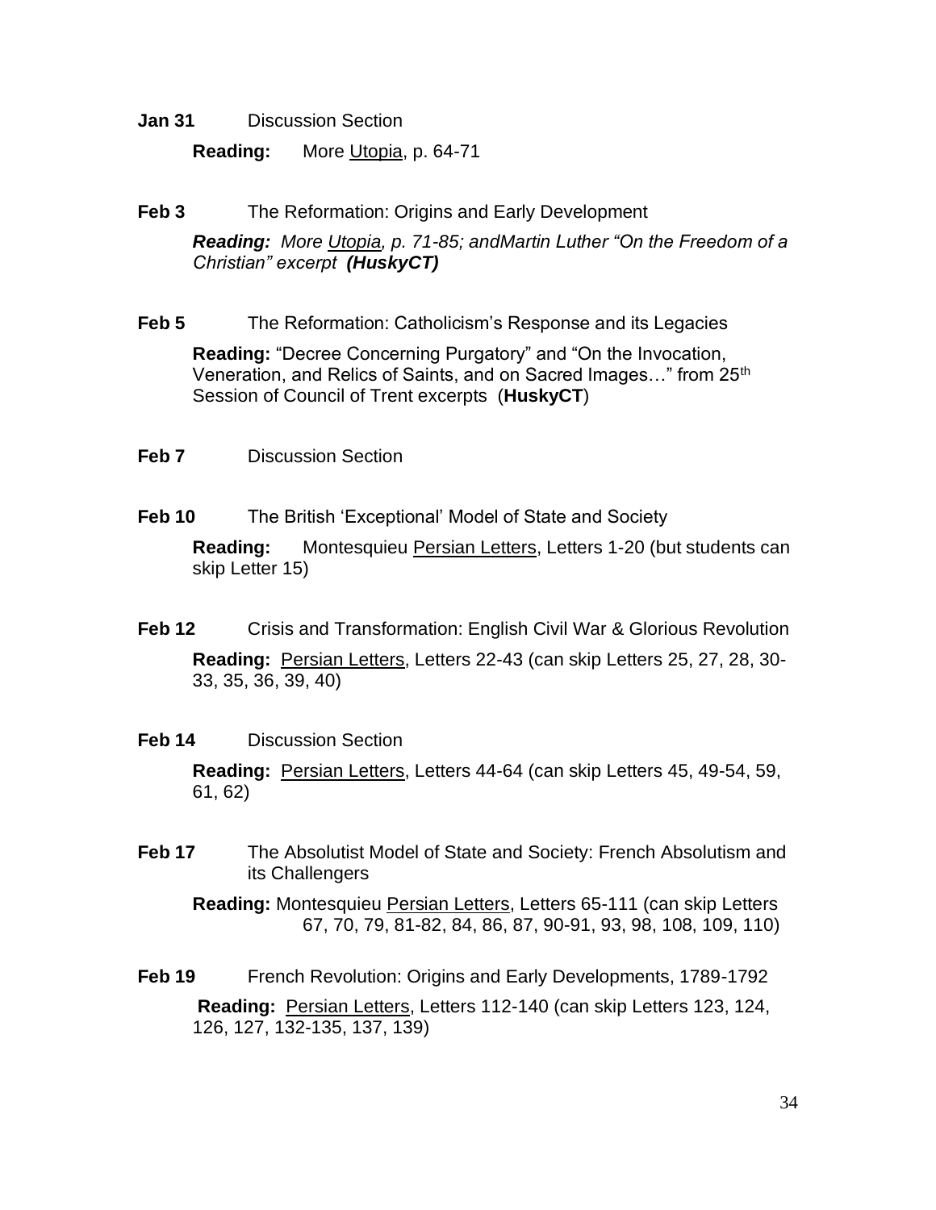**Jan 31** Discussion Section

**Reading:** More Utopia, p. 64-71

**Feb 3** The Reformation: Origins and Early Development

***Reading:*** *More Utopia, p. 71-85; andMartin Luther "On the Freedom of a Christian" excerpt* ***(HuskyCT)***

**Feb 5** The Reformation: Catholicism's Response and its Legacies

**Reading:** "Decree Concerning Purgatory" and "On the Invocation, Veneration, and Relics of Saints, and on Sacred Images…" from 25th Session of Council of Trent excerpts (**HuskyCT**)

**Feb 7** Discussion Section

**Feb 10** The British 'Exceptional' Model of State and Society

**Reading:** Montesquieu Persian Letters, Letters 1-20 (but students can skip Letter 15)

**Feb 12** Crisis and Transformation: English Civil War & Glorious Revolution

**Reading:** Persian Letters, Letters 22-43 (can skip Letters 25, 27, 28, 30-33, 35, 36, 39, 40)

**Feb 14** Discussion Section

**Reading:** Persian Letters, Letters 44-64 (can skip Letters 45, 49-54, 59, 61, 62)

**Feb 17** The Absolutist Model of State and Society: French Absolutism and its Challengers

**Reading:** Montesquieu Persian Letters, Letters 65-111 (can skip Letters 67, 70, 79, 81-82, 84, 86, 87, 90-91, 93, 98, 108, 109, 110)

**Feb 19** French Revolution: Origins and Early Developments, 1789-1792

**Reading:** Persian Letters, Letters 112-140 (can skip Letters 123, 124, 126, 127, 132-135, 137, 139)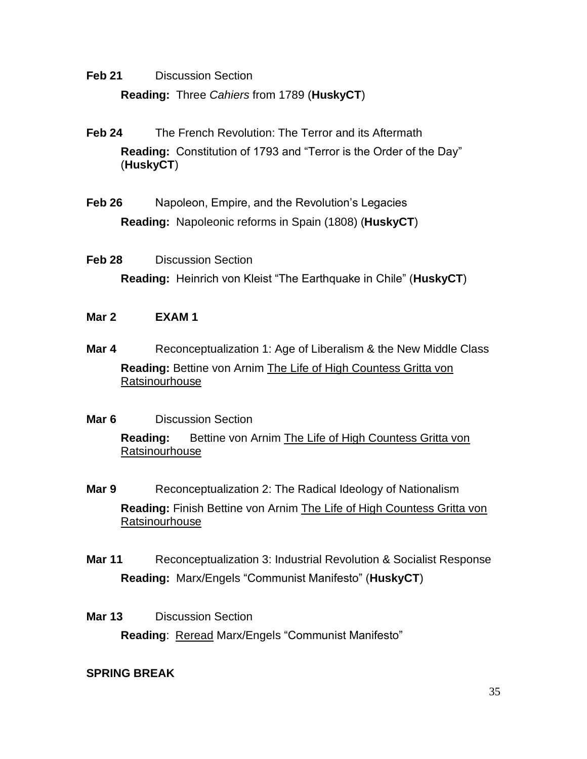**Feb 21** Discussion Section

**Reading:** Three *Cahiers* from 1789 (**HuskyCT**)

**Feb 24** The French Revolution: The Terror and its Aftermath

**Reading:** Constitution of 1793 and "Terror is the Order of the Day" (**HuskyCT**)

**Feb 26** Napoleon, Empire, and the Revolution's Legacies

**Reading:** Napoleonic reforms in Spain (1808) (**HuskyCT**)

**Feb 28** Discussion Section

**Reading:** Heinrich von Kleist "The Earthquake in Chile" (**HuskyCT**)

**Mar 2** **EXAM 1**

**Mar 4** Reconceptualization 1: Age of Liberalism & the New Middle Class

**Reading:** Bettine von Arnim <u>The Life of High Countess Gritta von Ratsinourhouse</u>

**Mar 6** Discussion Section

**Reading:** Bettine von Arnim <u>The Life of High Countess Gritta von Ratsinourhouse</u>

**Mar 9** Reconceptualization 2: The Radical Ideology of Nationalism

**Reading:** Finish Bettine von Arnim <u>The Life of High Countess Gritta von Ratsinourhouse</u>

**Mar 11** Reconceptualization 3: Industrial Revolution & Socialist Response

**Reading:** Marx/Engels "Communist Manifesto" (**HuskyCT**)

**Mar 13** Discussion Section

**Reading**: <u>Reread</u> Marx/Engels "Communist Manifesto"

**SPRING BREAK**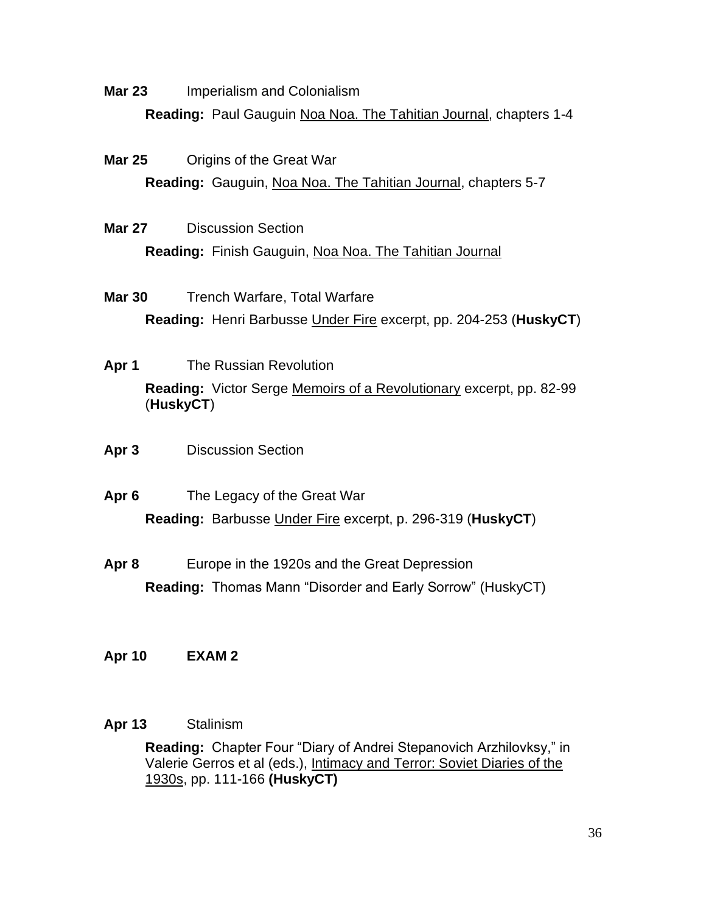**Mar 23** Imperialism and Colonialism

**Reading:** Paul Gauguin Noa Noa. The Tahitian Journal, chapters 1-4

**Mar 25** Origins of the Great War

**Reading:** Gauguin, Noa Noa. The Tahitian Journal, chapters 5-7

**Mar 27** Discussion Section

**Reading:** Finish Gauguin, Noa Noa. The Tahitian Journal

**Mar 30** Trench Warfare, Total Warfare

**Reading:** Henri Barbusse Under Fire excerpt, pp. 204-253 (**HuskyCT**)

**Apr 1** The Russian Revolution

**Reading:** Victor Serge Memoirs of a Revolutionary excerpt, pp. 82-99 (**HuskyCT**)

**Apr 3** Discussion Section

**Apr 6** The Legacy of the Great War

**Reading:** Barbusse Under Fire excerpt, p. 296-319 (**HuskyCT**)

**Apr 8** Europe in the 1920s and the Great Depression

**Reading:** Thomas Mann "Disorder and Early Sorrow" (HuskyCT)

**Apr 10** **EXAM 2**

**Apr 13** Stalinism

**Reading:** Chapter Four "Diary of Andrei Stepanovich Arzhilovksy," in Valerie Gerros et al (eds.), Intimacy and Terror: Soviet Diaries of the 1930s, pp. 111-166 **(HuskyCT)**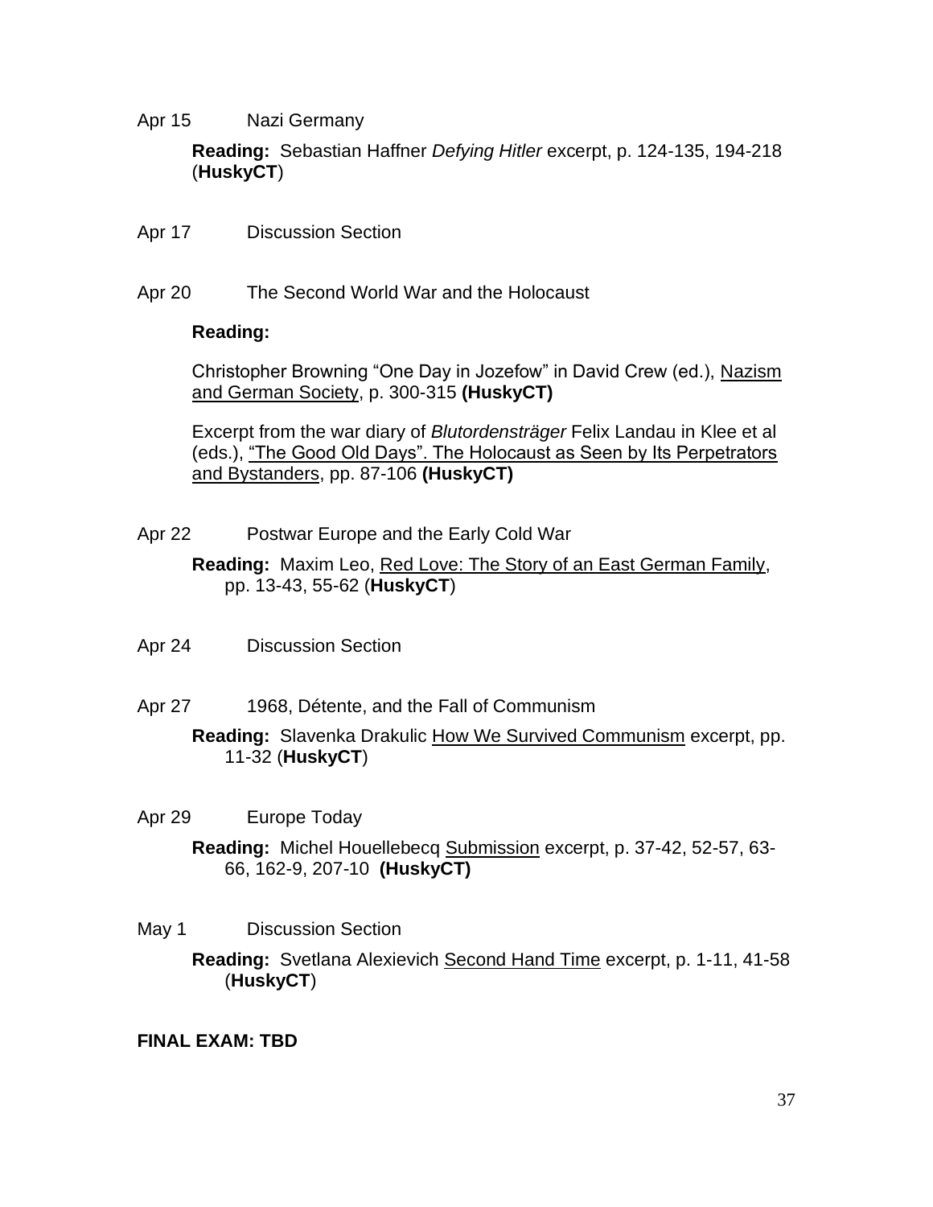Apr 15 Nazi Germany

**Reading:** Sebastian Haffner *Defying Hitler* excerpt, p. 124-135, 194-218 (**HuskyCT**)

Apr 17 Discussion Section

Apr 20 The Second World War and the Holocaust

**Reading:**

Christopher Browning "One Day in Jozefow" in David Crew (ed.), Nazism and German Society, p. 300-315 **(HuskyCT)**

Excerpt from the war diary of *Blutordensträger* Felix Landau in Klee et al (eds.), "The Good Old Days". The Holocaust as Seen by Its Perpetrators and Bystanders, pp. 87-106 **(HuskyCT)**

Apr 22 Postwar Europe and the Early Cold War

**Reading:** Maxim Leo, Red Love: The Story of an East German Family, pp. 13-43, 55-62 (**HuskyCT**)

Apr 24 Discussion Section

Apr 27 1968, Détente, and the Fall of Communism

**Reading:** Slavenka Drakulic How We Survived Communism excerpt, pp. 11-32 (**HuskyCT**)

Apr 29 Europe Today

**Reading:** Michel Houellebecq Submission excerpt, p. 37-42, 52-57, 63-66, 162-9, 207-10 **(HuskyCT)**

May 1 Discussion Section

**Reading:** Svetlana Alexievich Second Hand Time excerpt, p. 1-11, 41-58 (**HuskyCT**)

**FINAL EXAM: TBD**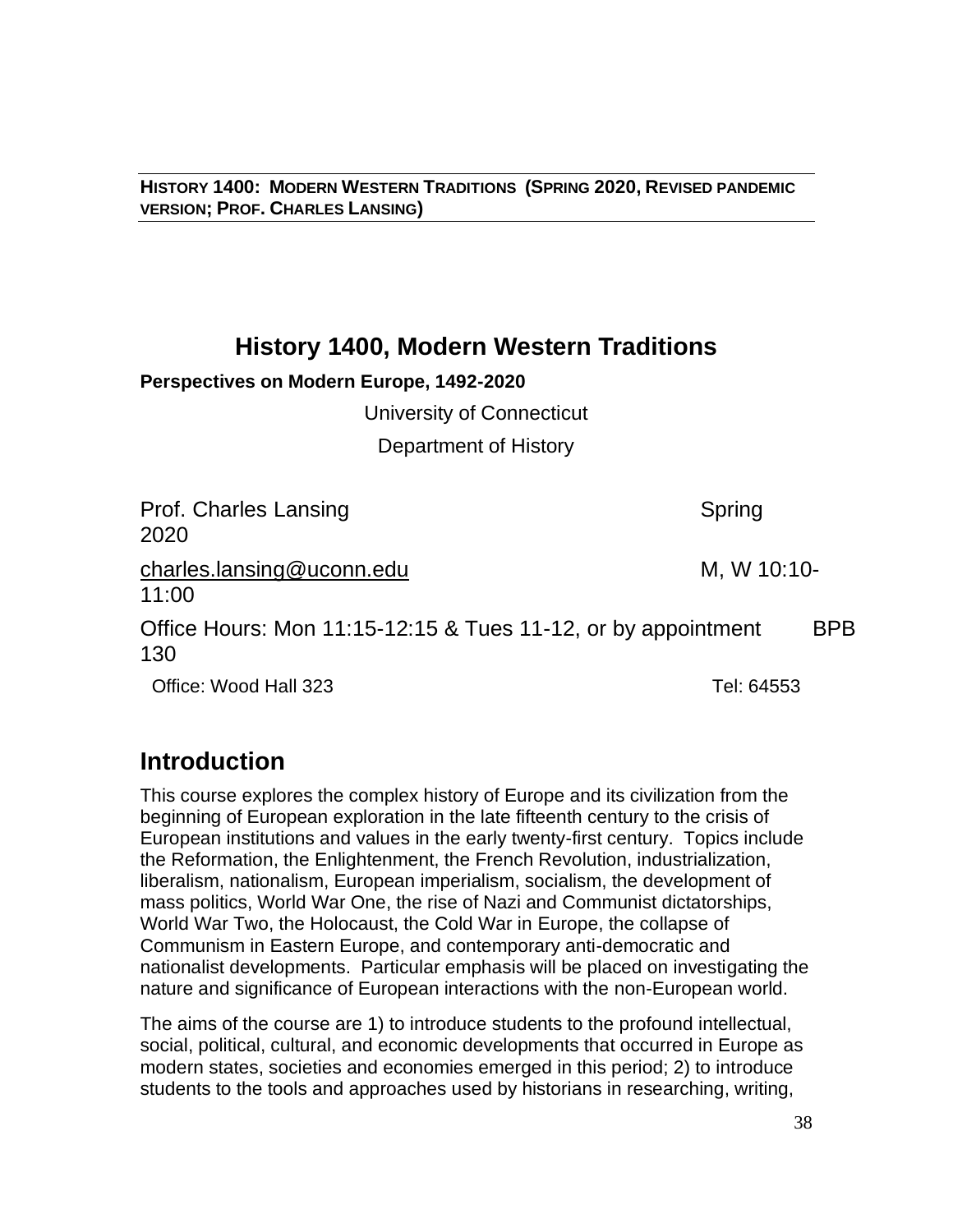**HISTORY 1400: MODERN WESTERN TRADITIONS (SPRING 2020, REVISED PANDEMIC VERSION; PROF. CHARLES LANSING)**

# History 1400, Modern Western Traditions

**Perspectives on Modern Europe, 1492-2020**

University of Connecticut

Department of History

Prof. Charles Lansing — Spring 2020

charles.lansing@uconn.edu — M, W 10:10-11:00

Office Hours: Mon 11:15-12:15 & Tues 11-12, or by appointment — BPB 130

Office: Wood Hall 323 — Tel: 64553

## Introduction

This course explores the complex history of Europe and its civilization from the beginning of European exploration in the late fifteenth century to the crisis of European institutions and values in the early twenty-first century. Topics include the Reformation, the Enlightenment, the French Revolution, industrialization, liberalism, nationalism, European imperialism, socialism, the development of mass politics, World War One, the rise of Nazi and Communist dictatorships, World War Two, the Holocaust, the Cold War in Europe, the collapse of Communism in Eastern Europe, and contemporary anti-democratic and nationalist developments. Particular emphasis will be placed on investigating the nature and significance of European interactions with the non-European world.

The aims of the course are 1) to introduce students to the profound intellectual, social, political, cultural, and economic developments that occurred in Europe as modern states, societies and economies emerged in this period; 2) to introduce students to the tools and approaches used by historians in researching, writing,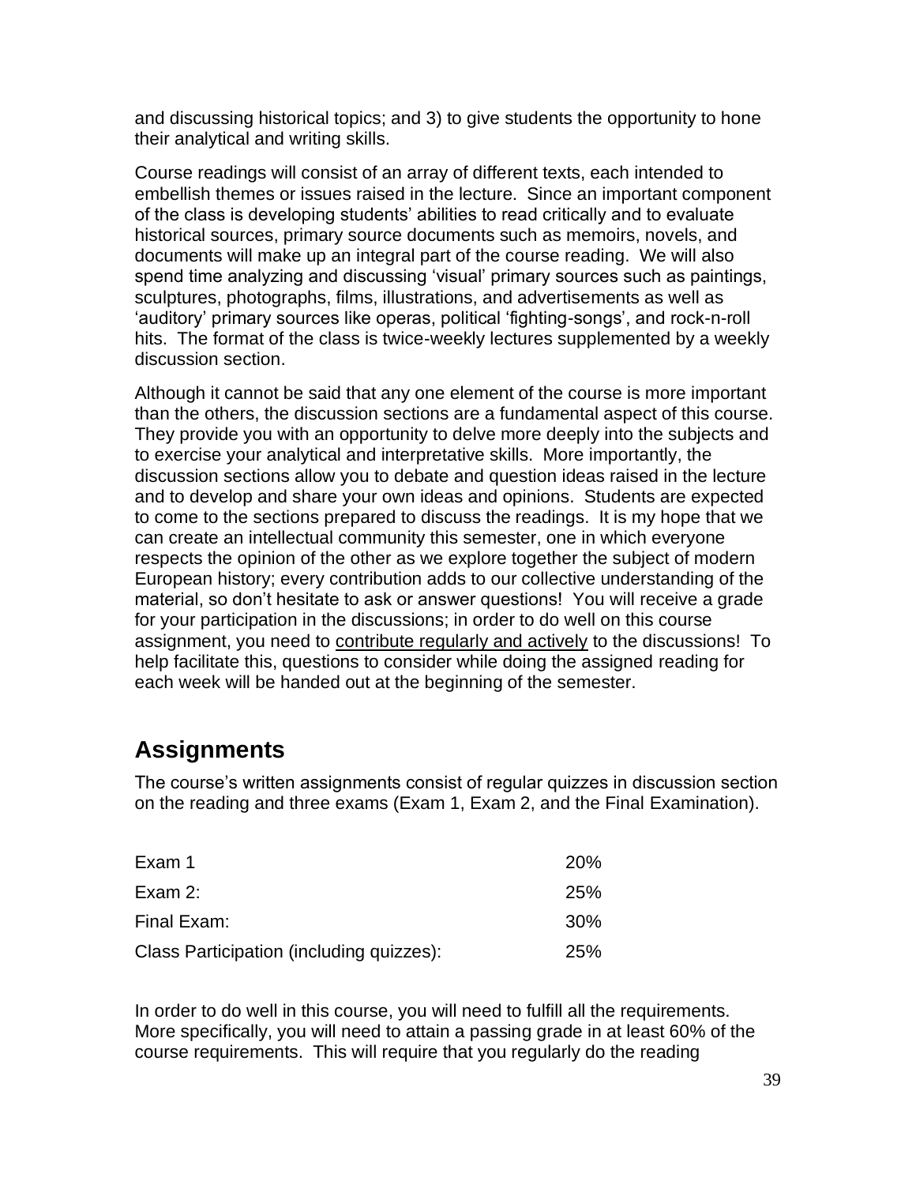and discussing historical topics; and 3) to give students the opportunity to hone their analytical and writing skills.

Course readings will consist of an array of different texts, each intended to embellish themes or issues raised in the lecture. Since an important component of the class is developing students' abilities to read critically and to evaluate historical sources, primary source documents such as memoirs, novels, and documents will make up an integral part of the course reading. We will also spend time analyzing and discussing 'visual' primary sources such as paintings, sculptures, photographs, films, illustrations, and advertisements as well as 'auditory' primary sources like operas, political 'fighting-songs', and rock-n-roll hits. The format of the class is twice-weekly lectures supplemented by a weekly discussion section.

Although it cannot be said that any one element of the course is more important than the others, the discussion sections are a fundamental aspect of this course. They provide you with an opportunity to delve more deeply into the subjects and to exercise your analytical and interpretative skills. More importantly, the discussion sections allow you to debate and question ideas raised in the lecture and to develop and share your own ideas and opinions. Students are expected to come to the sections prepared to discuss the readings. It is my hope that we can create an intellectual community this semester, one in which everyone respects the opinion of the other as we explore together the subject of modern European history; every contribution adds to our collective understanding of the material, so don't hesitate to ask or answer questions! You will receive a grade for your participation in the discussions; in order to do well on this course assignment, you need to <u>contribute regularly and actively</u> to the discussions! To help facilitate this, questions to consider while doing the assigned reading for each week will be handed out at the beginning of the semester.

## Assignments

The course's written assignments consist of regular quizzes in discussion section on the reading and three exams (Exam 1, Exam 2, and the Final Examination).

| | |
|---|---|
| Exam 1 | 20% |
| Exam 2: | 25% |
| Final Exam: | 30% |
| Class Participation (including quizzes): | 25% |

In order to do well in this course, you will need to fulfill all the requirements. More specifically, you will need to attain a passing grade in at least 60% of the course requirements. This will require that you regularly do the reading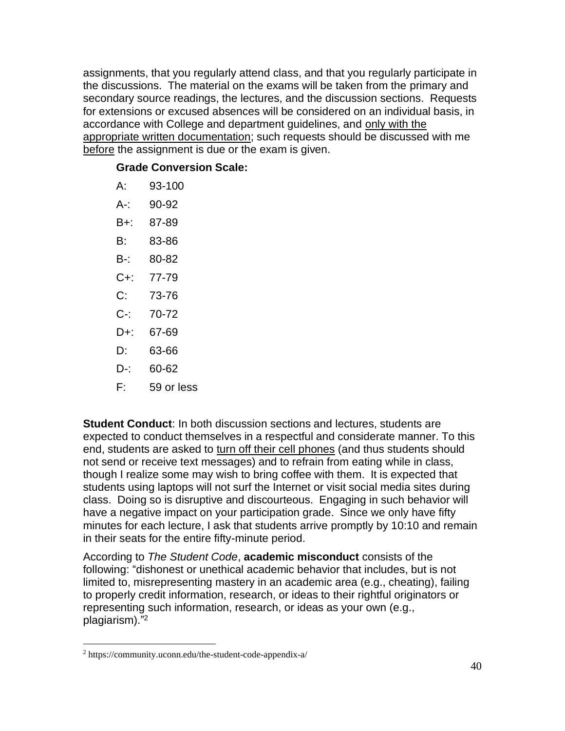assignments, that you regularly attend class, and that you regularly participate in the discussions. The material on the exams will be taken from the primary and secondary source readings, the lectures, and the discussion sections. Requests for extensions or excused absences will be considered on an individual basis, in accordance with College and department guidelines, and only with the appropriate written documentation; such requests should be discussed with me before the assignment is due or the exam is given.

**Grade Conversion Scale:**

| | |
|---|---|
| A: | 93-100 |
| A-: | 90-92 |
| B+: | 87-89 |
| B: | 83-86 |
| B-: | 80-82 |
| C+: | 77-79 |
| C: | 73-76 |
| C-: | 70-72 |
| D+: | 67-69 |
| D: | 63-66 |
| D-: | 60-62 |
| F: | 59 or less |

**Student Conduct**: In both discussion sections and lectures, students are expected to conduct themselves in a respectful and considerate manner. To this end, students are asked to turn off their cell phones (and thus students should not send or receive text messages) and to refrain from eating while in class, though I realize some may wish to bring coffee with them. It is expected that students using laptops will not surf the Internet or visit social media sites during class. Doing so is disruptive and discourteous. Engaging in such behavior will have a negative impact on your participation grade. Since we only have fifty minutes for each lecture, I ask that students arrive promptly by 10:10 and remain in their seats for the entire fifty-minute period.

According to *The Student Code*, **academic misconduct** consists of the following: "dishonest or unethical academic behavior that includes, but is not limited to, misrepresenting mastery in an academic area (e.g., cheating), failing to properly credit information, research, or ideas to their rightful originators or representing such information, research, or ideas as your own (e.g., plagiarism)."[2]

[2] https://community.uconn.edu/the-student-code-appendix-a/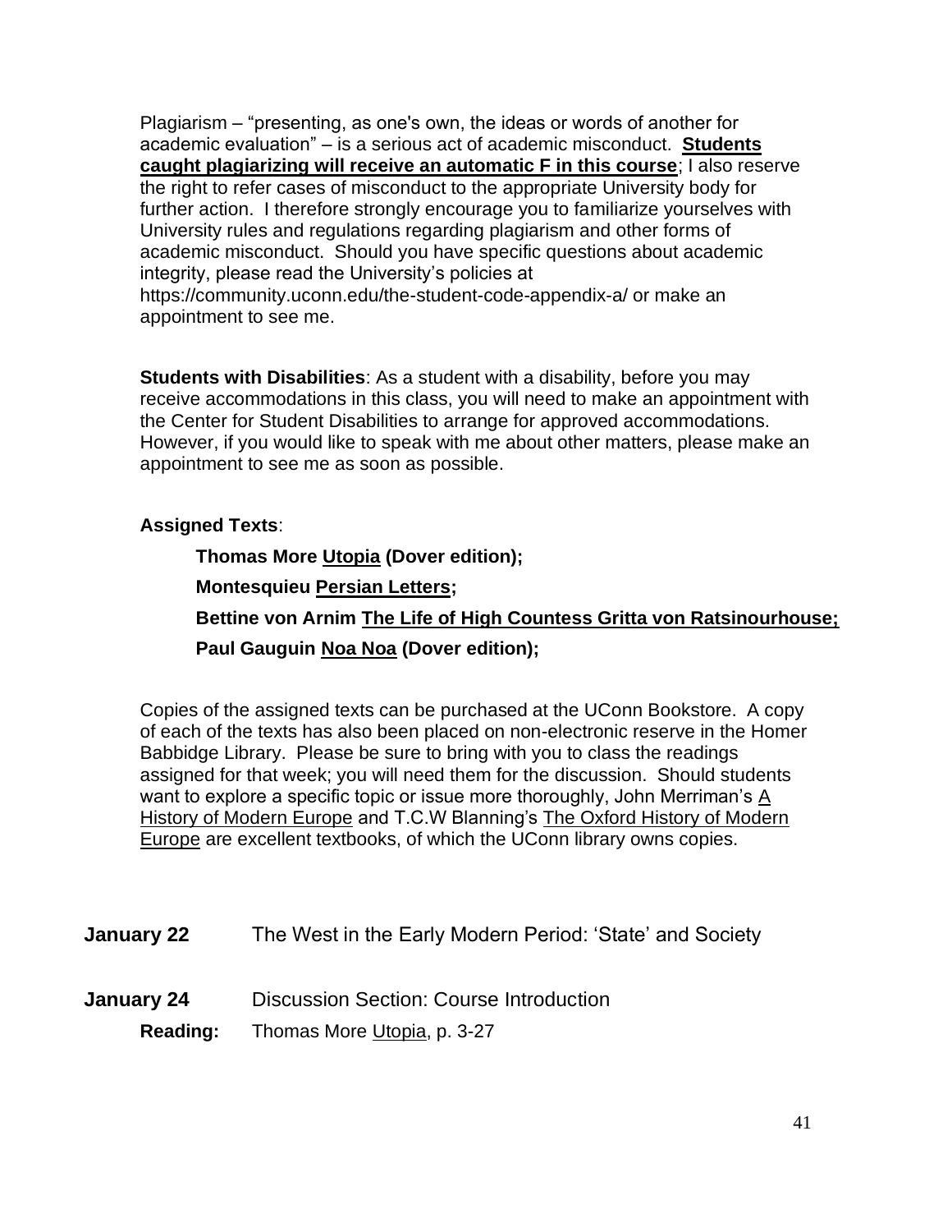Plagiarism – "presenting, as one's own, the ideas or words of another for academic evaluation" – is a serious act of academic misconduct. **Students caught plagiarizing will receive an automatic F in this course**; I also reserve the right to refer cases of misconduct to the appropriate University body for further action. I therefore strongly encourage you to familiarize yourselves with University rules and regulations regarding plagiarism and other forms of academic misconduct. Should you have specific questions about academic integrity, please read the University's policies at https://community.uconn.edu/the-student-code-appendix-a/ or make an appointment to see me.

**Students with Disabilities**: As a student with a disability, before you may receive accommodations in this class, you will need to make an appointment with the Center for Student Disabilities to arrange for approved accommodations. However, if you would like to speak with me about other matters, please make an appointment to see me as soon as possible.

**Assigned Texts**:

- **Thomas More Utopia (Dover edition);**
- **Montesquieu Persian Letters;**
- **Bettine von Arnim The Life of High Countess Gritta von Ratsinourhouse;**
- **Paul Gauguin Noa Noa (Dover edition);**

Copies of the assigned texts can be purchased at the UConn Bookstore. A copy of each of the texts has also been placed on non-electronic reserve in the Homer Babbidge Library. Please be sure to bring with you to class the readings assigned for that week; you will need them for the discussion. Should students want to explore a specific topic or issue more thoroughly, John Merriman's A History of Modern Europe and T.C.W Blanning's The Oxford History of Modern Europe are excellent textbooks, of which the UConn library owns copies.

**January 22** The West in the Early Modern Period: 'State' and Society

**January 24** Discussion Section: Course Introduction

**Reading:** Thomas More Utopia, p. 3-27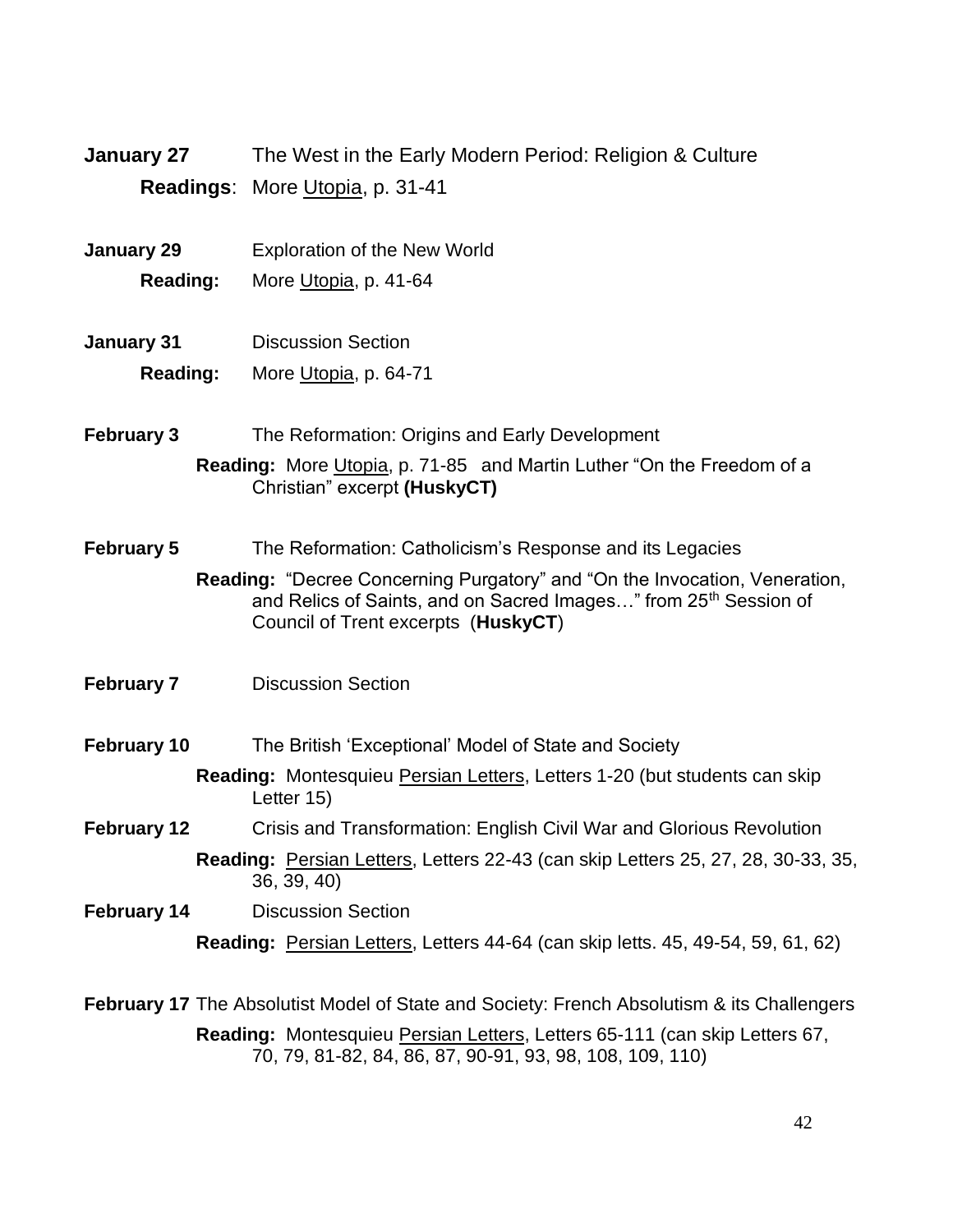**January 27** The West in the Early Modern Period: Religion & Culture

**Readings**: More Utopia, p. 31-41

**January 29** Exploration of the New World

**Reading:** More Utopia, p. 41-64

**January 31** Discussion Section

**Reading:** More Utopia, p. 64-71

**February 3** The Reformation: Origins and Early Development

**Reading:** More Utopia, p. 71-85 and Martin Luther "On the Freedom of a Christian" excerpt **(HuskyCT)**

**February 5** The Reformation: Catholicism's Response and its Legacies

**Reading:** "Decree Concerning Purgatory" and "On the Invocation, Veneration, and Relics of Saints, and on Sacred Images…" from 25th Session of Council of Trent excerpts (**HuskyCT**)

**February 7** Discussion Section

**February 10** The British 'Exceptional' Model of State and Society

**Reading:** Montesquieu Persian Letters, Letters 1-20 (but students can skip Letter 15)

**February 12** Crisis and Transformation: English Civil War and Glorious Revolution

**Reading:** Persian Letters, Letters 22-43 (can skip Letters 25, 27, 28, 30-33, 35, 36, 39, 40)

**February 14** Discussion Section

**Reading:** Persian Letters, Letters 44-64 (can skip letts. 45, 49-54, 59, 61, 62)

**February 17** The Absolutist Model of State and Society: French Absolutism & its Challengers

**Reading:** Montesquieu Persian Letters, Letters 65-111 (can skip Letters 67, 70, 79, 81-82, 84, 86, 87, 90-91, 93, 98, 108, 109, 110)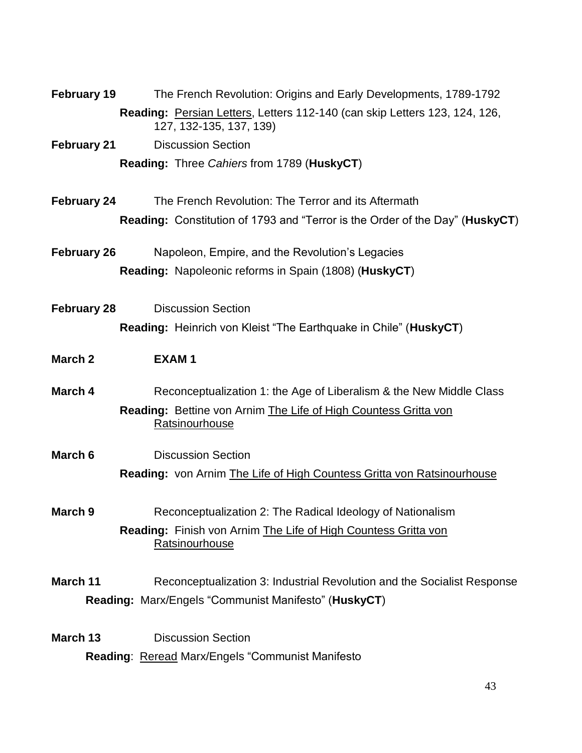**February 19** The French Revolution: Origins and Early Developments, 1789-1792

**Reading:** Persian Letters, Letters 112-140 (can skip Letters 123, 124, 126, 127, 132-135, 137, 139)

**February 21** Discussion Section

**Reading:** Three *Cahiers* from 1789 (**HuskyCT**)

**February 24** The French Revolution: The Terror and its Aftermath

**Reading:** Constitution of 1793 and "Terror is the Order of the Day" (**HuskyCT**)

**February 26** Napoleon, Empire, and the Revolution's Legacies

**Reading:** Napoleonic reforms in Spain (1808) (**HuskyCT**)

**February 28** Discussion Section

**Reading:** Heinrich von Kleist "The Earthquake in Chile" (**HuskyCT**)

**March 2** **EXAM 1**

**March 4** Reconceptualization 1: the Age of Liberalism & the New Middle Class

**Reading:** Bettine von Arnim The Life of High Countess Gritta von Ratsinourhouse

**March 6** Discussion Section

**Reading:** von Arnim The Life of High Countess Gritta von Ratsinourhouse

**March 9** Reconceptualization 2: The Radical Ideology of Nationalism

**Reading:** Finish von Arnim The Life of High Countess Gritta von Ratsinourhouse

**March 11** Reconceptualization 3: Industrial Revolution and the Socialist Response

**Reading:** Marx/Engels "Communist Manifesto" (**HuskyCT**)

**March 13** Discussion Section

**Reading**: Reread Marx/Engels "Communist Manifesto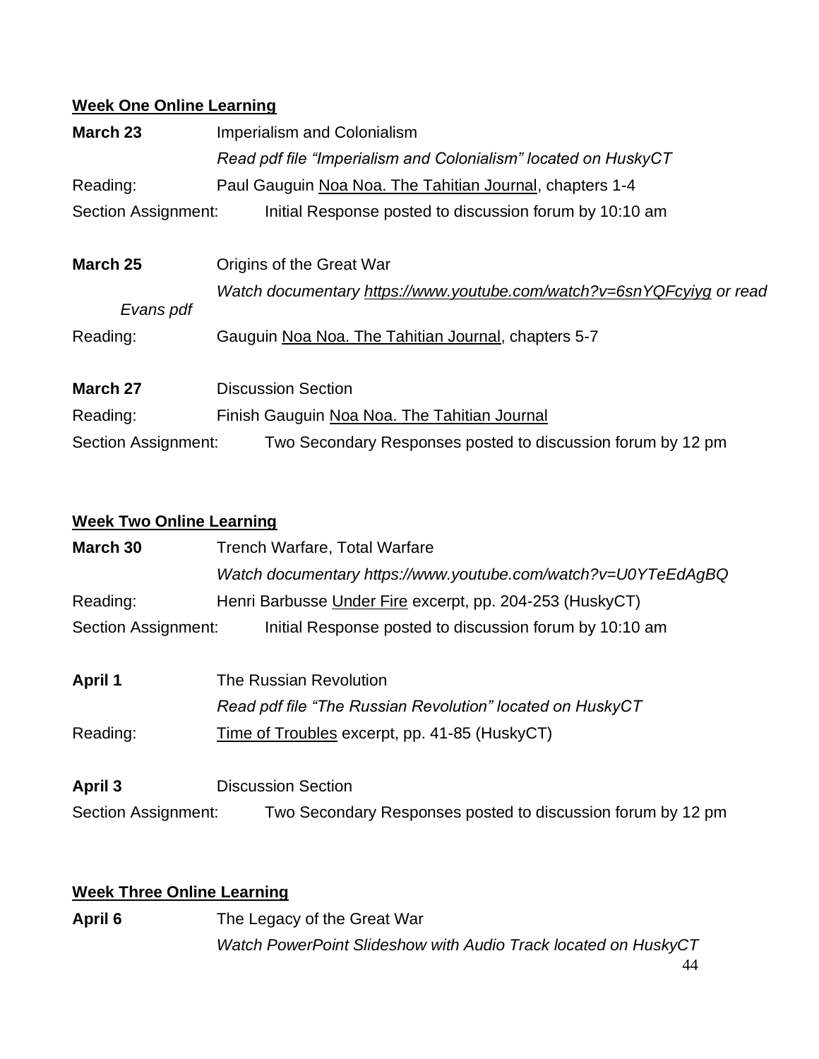**Week One Online Learning**

**March 23** Imperialism and Colonialism

*Read pdf file "Imperialism and Colonialism" located on HuskyCT*

Reading: Paul Gauguin Noa Noa. The Tahitian Journal, chapters 1-4

Section Assignment: Initial Response posted to discussion forum by 10:10 am

**March 25** Origins of the Great War

*Watch documentary https://www.youtube.com/watch?v=6snYQFcyiyg or read Evans pdf*

Reading: Gauguin Noa Noa. The Tahitian Journal, chapters 5-7

**March 27** Discussion Section

Reading: Finish Gauguin Noa Noa. The Tahitian Journal

Section Assignment: Two Secondary Responses posted to discussion forum by 12 pm

**Week Two Online Learning**

**March 30** Trench Warfare, Total Warfare

*Watch documentary https://www.youtube.com/watch?v=U0YTeEdAgBQ*

Reading: Henri Barbusse Under Fire excerpt, pp. 204-253 (HuskyCT)

Section Assignment: Initial Response posted to discussion forum by 10:10 am

**April 1** The Russian Revolution

*Read pdf file "The Russian Revolution" located on HuskyCT*

Reading: Time of Troubles excerpt, pp. 41-85 (HuskyCT)

**April 3** Discussion Section

Section Assignment: Two Secondary Responses posted to discussion forum by 12 pm

**Week Three Online Learning**

**April 6** The Legacy of the Great War

*Watch PowerPoint Slideshow with Audio Track located on HuskyCT*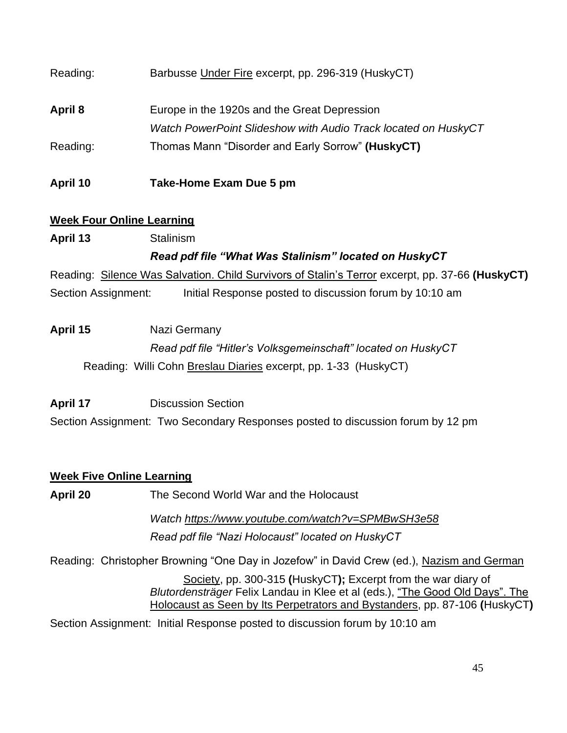Reading: Barbusse Under Fire excerpt, pp. 296-319 (HuskyCT)

**April 8** Europe in the 1920s and the Great Depression
*Watch PowerPoint Slideshow with Audio Track located on HuskyCT*

Reading: Thomas Mann "Disorder and Early Sorrow" **(HuskyCT)**

**April 10** **Take-Home Exam Due 5 pm**

**Week Four Online Learning**

**April 13** Stalinism
***Read pdf file "What Was Stalinism" located on HuskyCT***

Reading: Silence Was Salvation. Child Survivors of Stalin's Terror excerpt, pp. 37-66 **(HuskyCT)**

Section Assignment: Initial Response posted to discussion forum by 10:10 am

**April 15** Nazi Germany
*Read pdf file "Hitler's Volksgemeinschaft" located on HuskyCT*

Reading: Willi Cohn Breslau Diaries excerpt, pp. 1-33 (HuskyCT)

**April 17** Discussion Section

Section Assignment: Two Secondary Responses posted to discussion forum by 12 pm

**Week Five Online Learning**

**April 20** The Second World War and the Holocaust

*Watch https://www.youtube.com/watch?v=SPMBwSH3e58*

*Read pdf file "Nazi Holocaust" located on HuskyCT*

Reading: Christopher Browning "One Day in Jozefow" in David Crew (ed.), Nazism and German Society, pp. 300-315 **(**HuskyCT**);** Excerpt from the war diary of *Blutordensträger* Felix Landau in Klee et al (eds.), "The Good Old Days". The Holocaust as Seen by Its Perpetrators and Bystanders, pp. 87-106 **(**HuskyCT**)**

Section Assignment: Initial Response posted to discussion forum by 10:10 am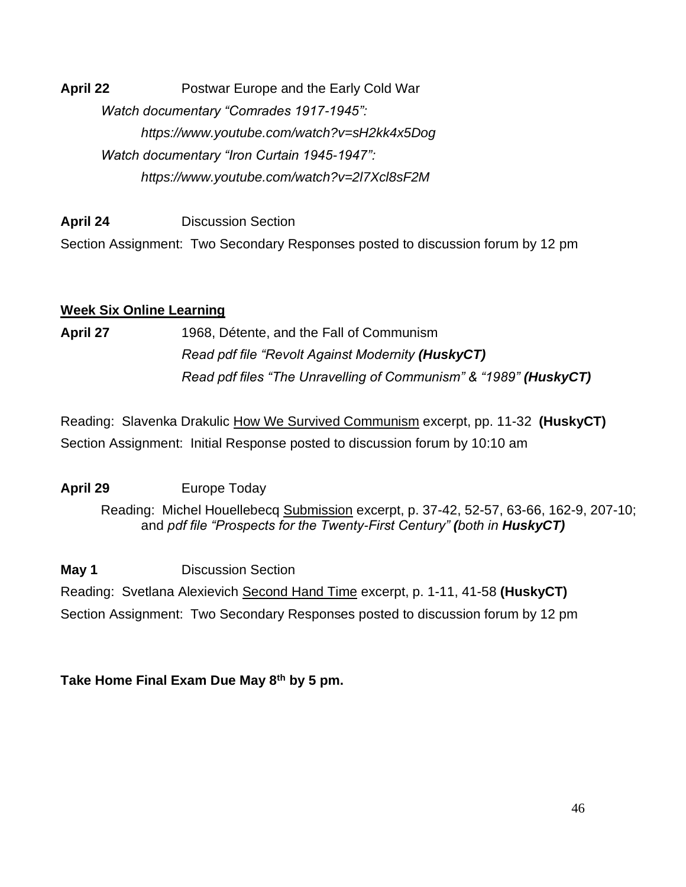**April 22** Postwar Europe and the Early Cold War

*Watch documentary "Comrades 1917-1945":*

*https://www.youtube.com/watch?v=sH2kk4x5Dog*

*Watch documentary "Iron Curtain 1945-1947":*

*https://www.youtube.com/watch?v=2l7Xcl8sF2M*

**April 24** Discussion Section

Section Assignment: Two Secondary Responses posted to discussion forum by 12 pm

**<u>Week Six Online Learning</u>**

**April 27** 1968, Détente, and the Fall of Communism

*Read pdf file "Revolt Against Modernity **(HuskyCT)***

*Read pdf files "The Unravelling of Communism" & "1989" **(HuskyCT)***

Reading: Slavenka Drakulic <u>How We Survived Communism</u> excerpt, pp. 11-32 **(HuskyCT)**

Section Assignment: Initial Response posted to discussion forum by 10:10 am

**April 29** Europe Today

Reading: Michel Houellebecq <u>Submission</u> excerpt, p. 37-42, 52-57, 63-66, 162-9, 207-10; and *pdf file "Prospects for the Twenty-First Century" **(**both in **HuskyCT)***

**May 1** Discussion Section

Reading: Svetlana Alexievich <u>Second Hand Time</u> excerpt, p. 1-11, 41-58 **(HuskyCT)**

Section Assignment: Two Secondary Responses posted to discussion forum by 12 pm

**Take Home Final Exam Due May 8th by 5 pm.**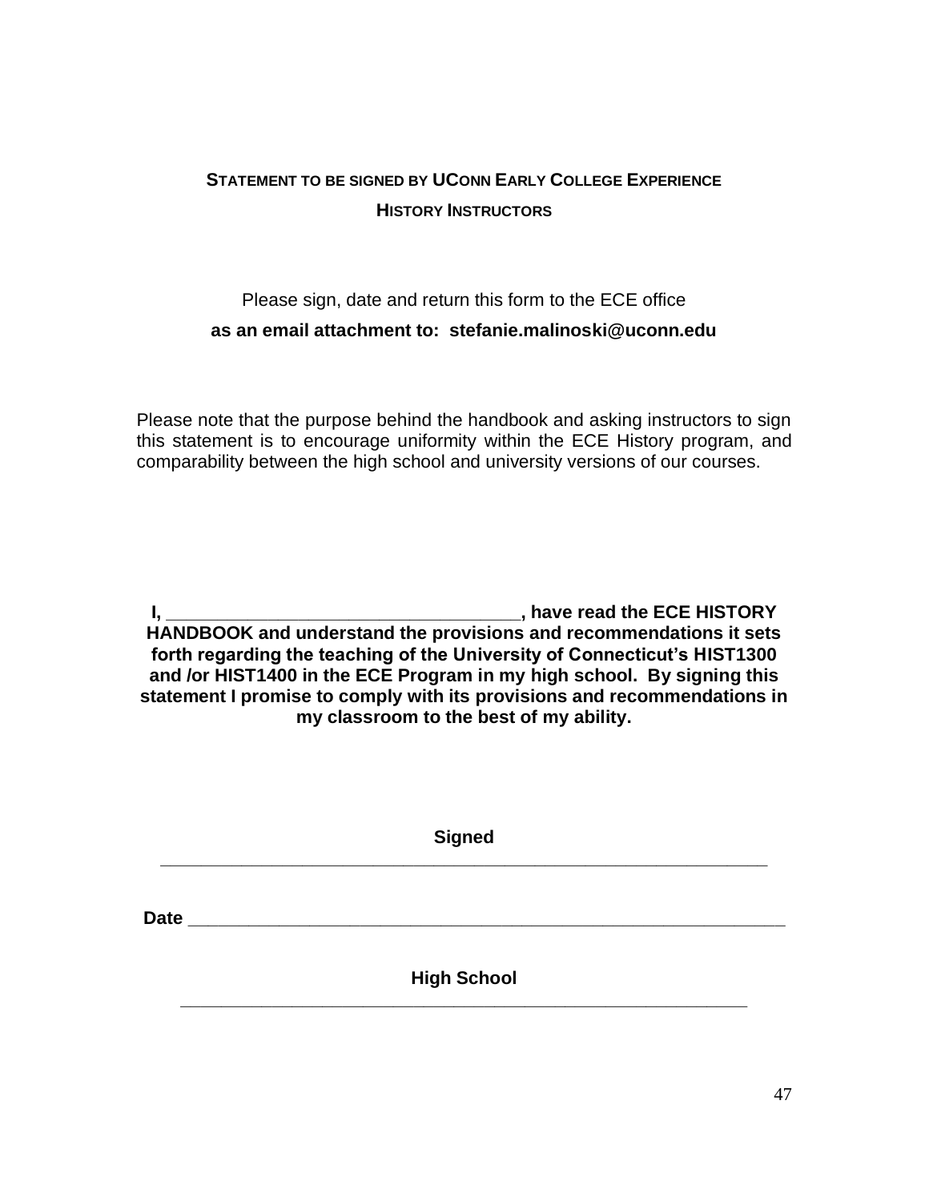## STATEMENT TO BE SIGNED BY UCONN EARLY COLLEGE EXPERIENCE HISTORY INSTRUCTORS

Please sign, date and return this form to the ECE office

**as an email attachment to: stefanie.malinoski@uconn.edu**

Please note that the purpose behind the handbook and asking instructors to sign this statement is to encourage uniformity within the ECE History program, and comparability between the high school and university versions of our courses.

**I, ___________________________________, have read the ECE HISTORY HANDBOOK and understand the provisions and recommendations it sets forth regarding the teaching of the University of Connecticut's HIST1300 and /or HIST1400 in the ECE Program in my high school. By signing this statement I promise to comply with its provisions and recommendations in my classroom to the best of my ability.**

**Signed** ____________________________________________________________

**Date** ____________________________________________________________

**High School** ____________________________________________________________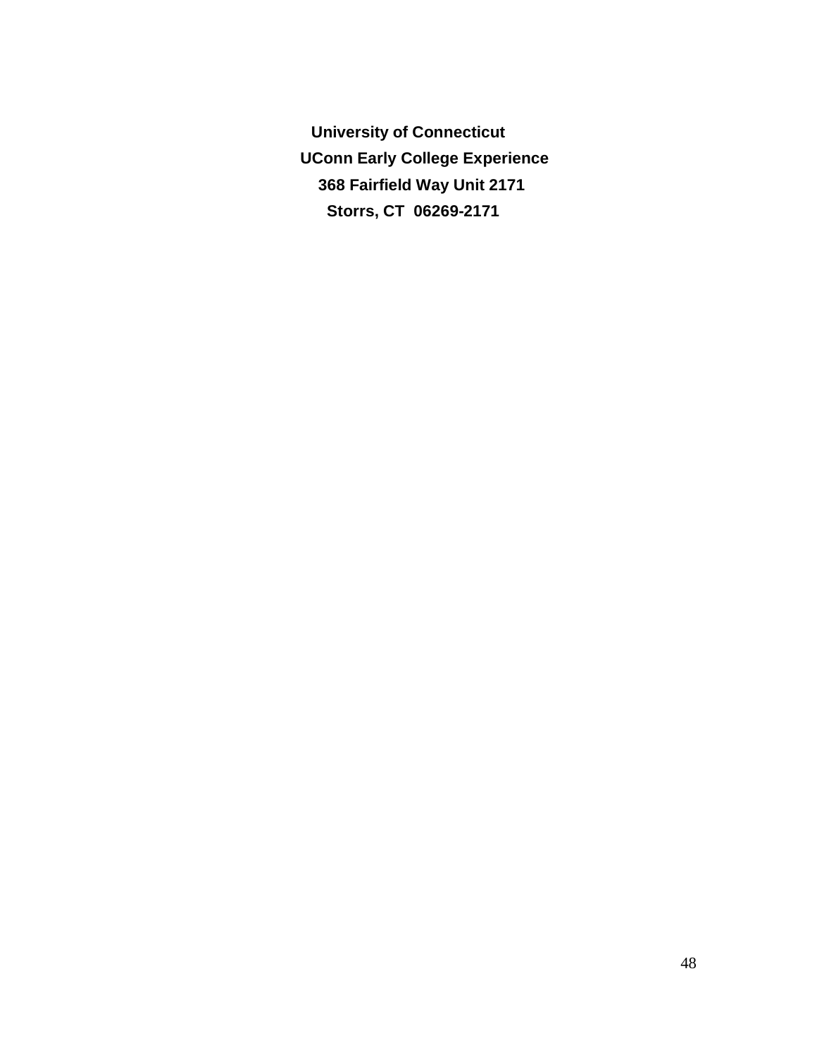**University of Connecticut**
**UConn Early College Experience**
**368 Fairfield Way Unit 2171**
**Storrs, CT  06269-2171**